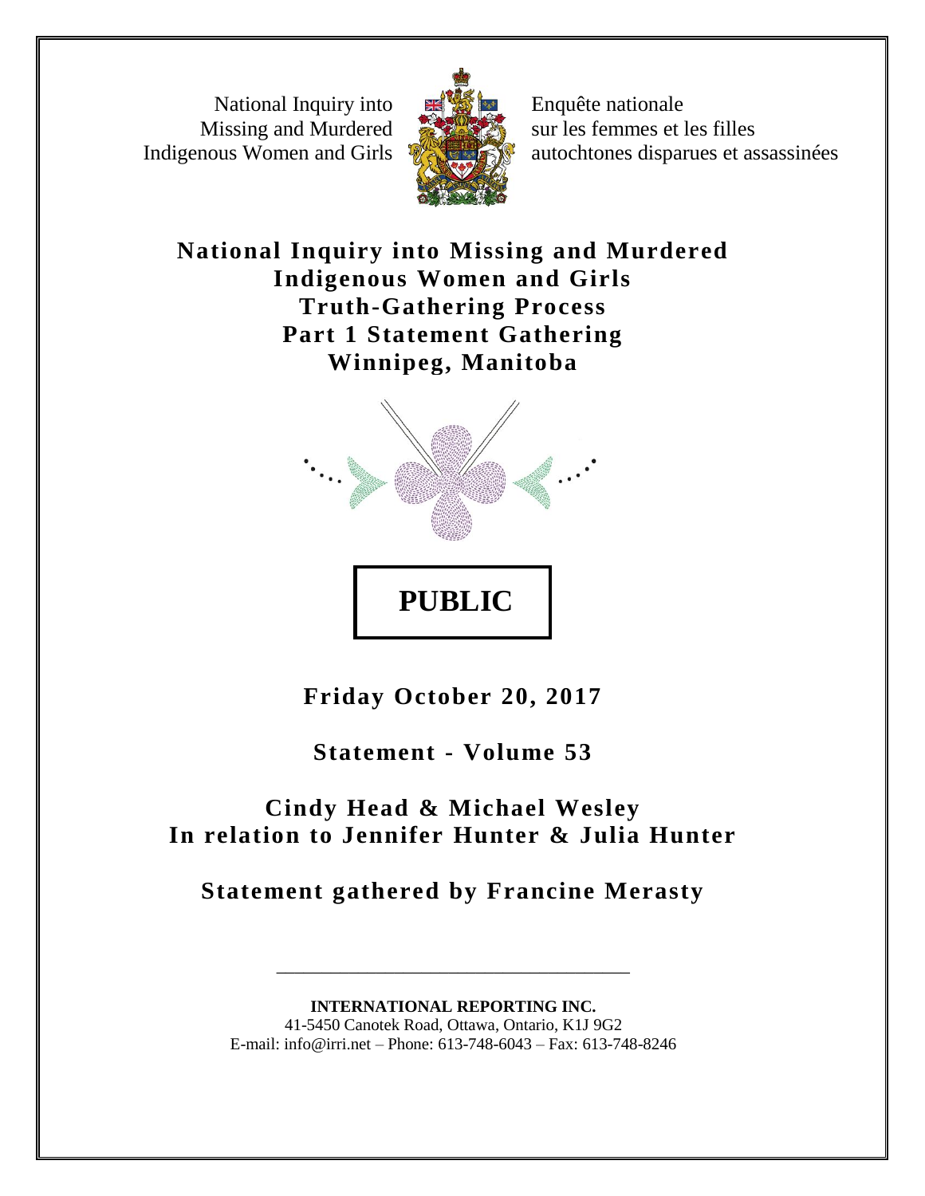National Inquiry into Missing and Murdered Indigenous Women and Girls

Enquête nationale sur les femmes et les filles autochtones disparues et assassinées

# National Inquiry into Missing and Murdered Indigenous Women and Girls Truth-Gathering Process Part 1 Statement Gathering Winnipeg, Manitoba

**PUBLIC**

**Friday October 20, 2017**

**Statement - Volume 53**

**Cindy Head & Michael Wesley**
**In relation to Jennifer Hunter & Julia Hunter**

**Statement gathered by Francine Merasty**

---

**INTERNATIONAL REPORTING INC.**
41-5450 Canotek Road, Ottawa, Ontario, K1J 9G2
E-mail: info@irri.net – Phone: 613-748-6043 – Fax: 613-748-8246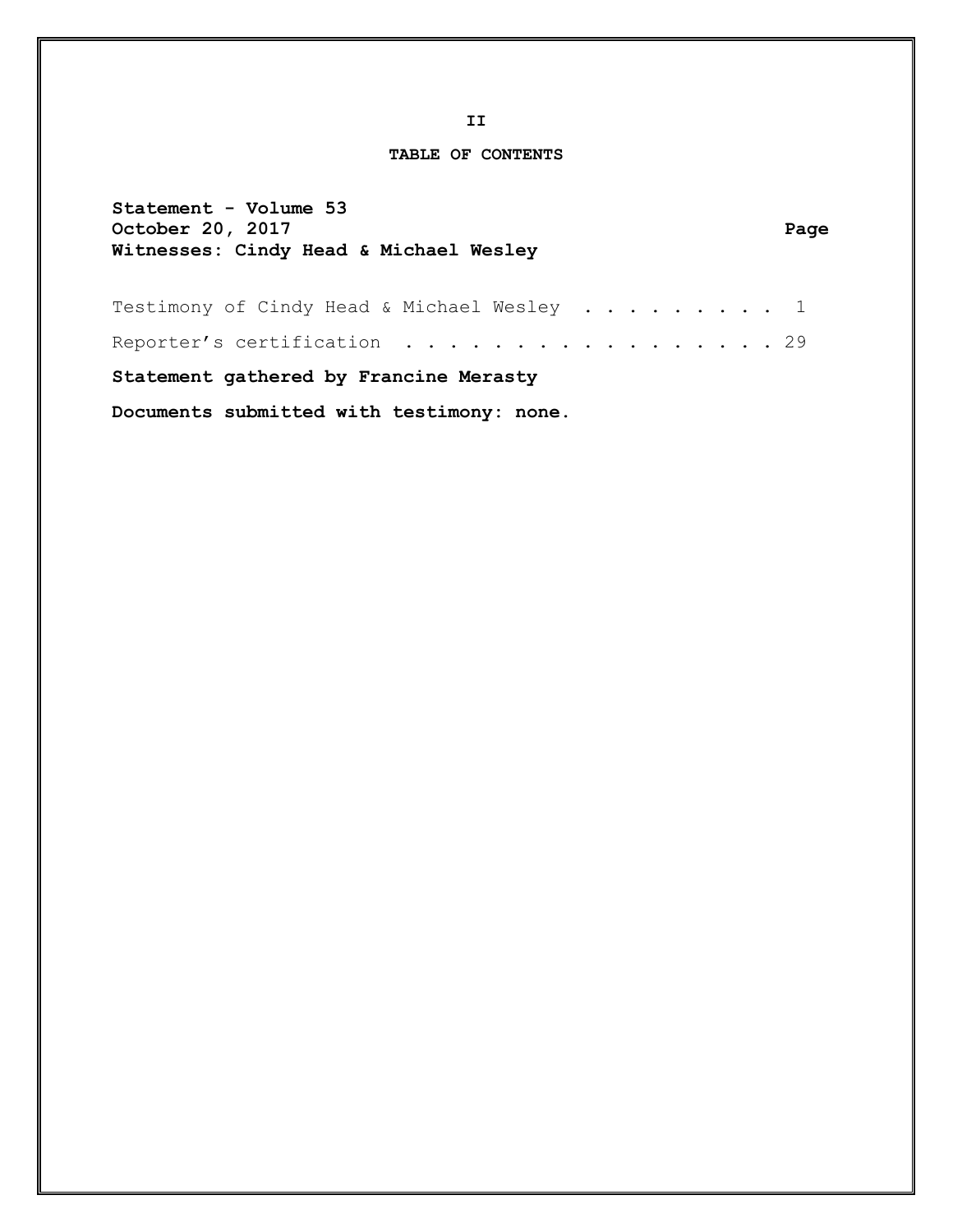## TABLE OF CONTENTS

**Statement - Volume 53**
**October 20, 2017** **Page**
**Witnesses: Cindy Head & Michael Wesley**

Testimony of Cindy Head & Michael Wesley . . . . . . . . . 1

Reporter's certification . . . . . . . . . . . . . . . . . 29

**Statement gathered by Francine Merasty**

**Documents submitted with testimony: none.**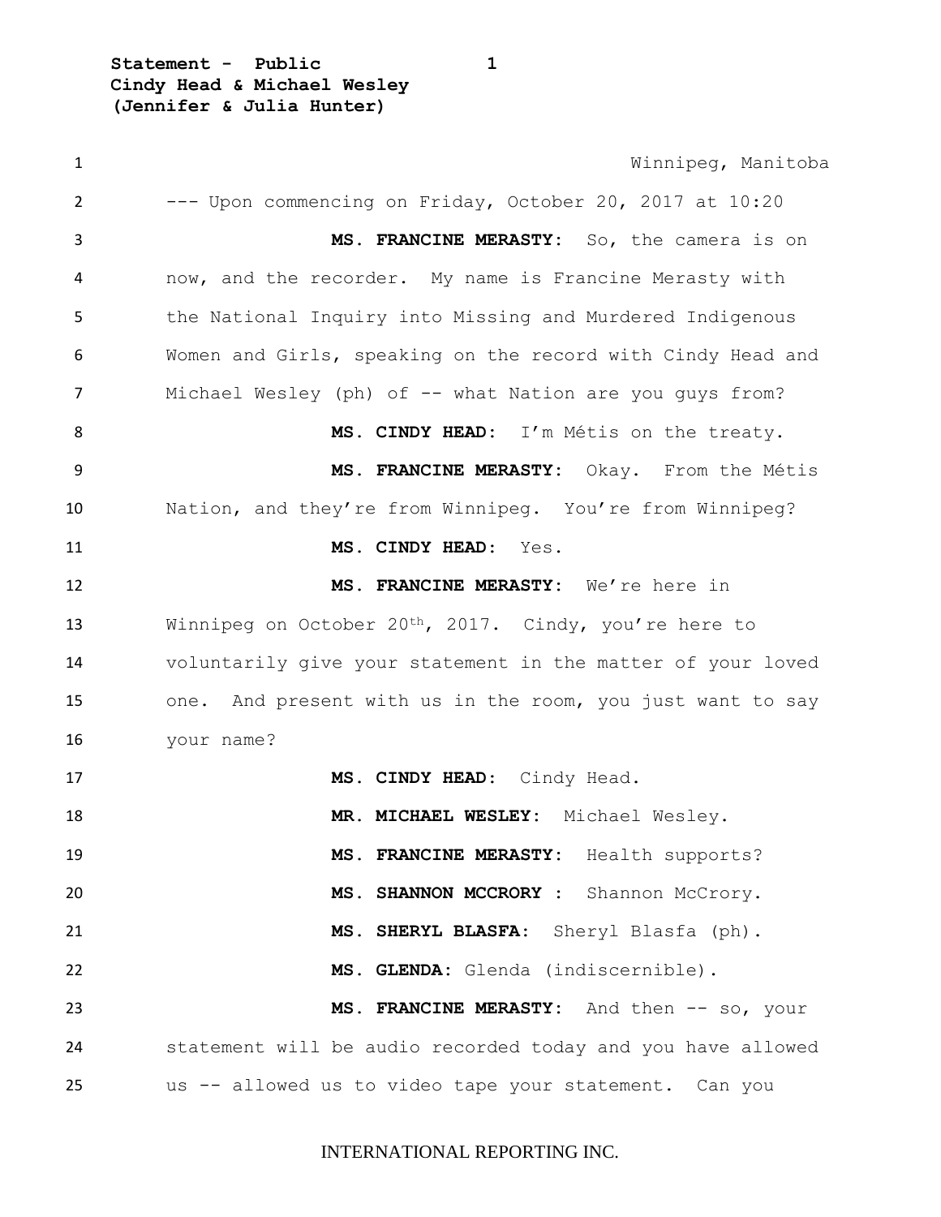Winnipeg, Manitoba

--- Upon commencing on Friday, October 20, 2017 at 10:20

**MS. FRANCINE MERASTY:** So, the camera is on now, and the recorder. My name is Francine Merasty with the National Inquiry into Missing and Murdered Indigenous Women and Girls, speaking on the record with Cindy Head and Michael Wesley (ph) of -- what Nation are you guys from?

**MS. CINDY HEAD:** I'm Métis on the treaty.

**MS. FRANCINE MERASTY:** Okay. From the Métis Nation, and they're from Winnipeg. You're from Winnipeg?

**MS. CINDY HEAD:** Yes.

**MS. FRANCINE MERASTY:** We're here in Winnipeg on October 20th, 2017. Cindy, you're here to voluntarily give your statement in the matter of your loved one. And present with us in the room, you just want to say your name?

**MS. CINDY HEAD:** Cindy Head.

**MR. MICHAEL WESLEY:** Michael Wesley.

**MS. FRANCINE MERASTY:** Health supports?

**MS. SHANNON MCCRORY :** Shannon McCrory.

**MS. SHERYL BLASFA:** Sheryl Blasfa (ph).

**MS. GLENDA:** Glenda (indiscernible).

**MS. FRANCINE MERASTY:** And then -- so, your statement will be audio recorded today and you have allowed us -- allowed us to video tape your statement. Can you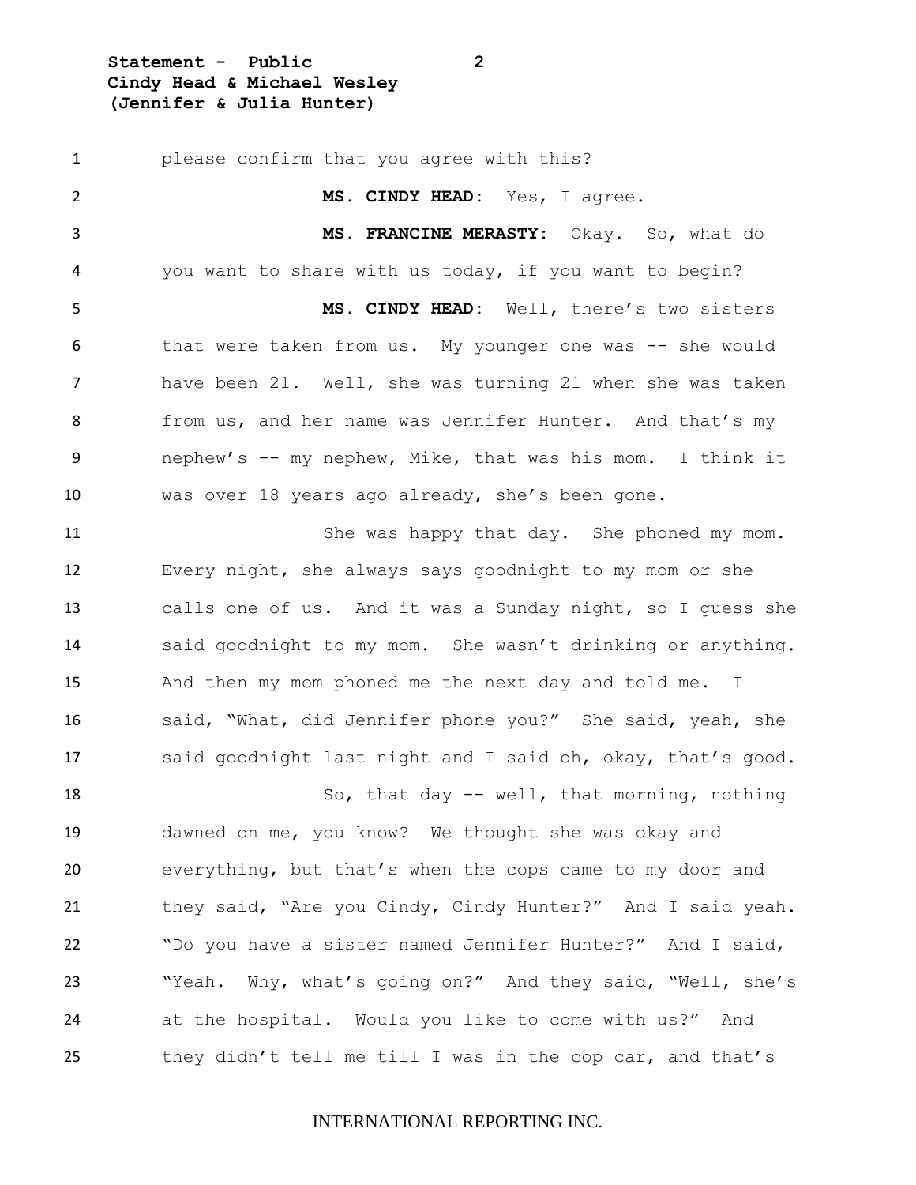please confirm that you agree with this?

**MS. CINDY HEAD:** Yes, I agree.

**MS. FRANCINE MERASTY:** Okay. So, what do you want to share with us today, if you want to begin?

**MS. CINDY HEAD:** Well, there's two sisters that were taken from us. My younger one was -- she would have been 21. Well, she was turning 21 when she was taken from us, and her name was Jennifer Hunter. And that's my nephew's -- my nephew, Mike, that was his mom. I think it was over 18 years ago already, she's been gone.

She was happy that day. She phoned my mom. Every night, she always says goodnight to my mom or she calls one of us. And it was a Sunday night, so I guess she said goodnight to my mom. She wasn't drinking or anything. And then my mom phoned me the next day and told me. I said, "What, did Jennifer phone you?" She said, yeah, she said goodnight last night and I said oh, okay, that's good.

So, that day -- well, that morning, nothing dawned on me, you know? We thought she was okay and everything, but that's when the cops came to my door and they said, "Are you Cindy, Cindy Hunter?" And I said yeah. "Do you have a sister named Jennifer Hunter?" And I said, "Yeah. Why, what's going on?" And they said, "Well, she's at the hospital. Would you like to come with us?" And they didn't tell me till I was in the cop car, and that's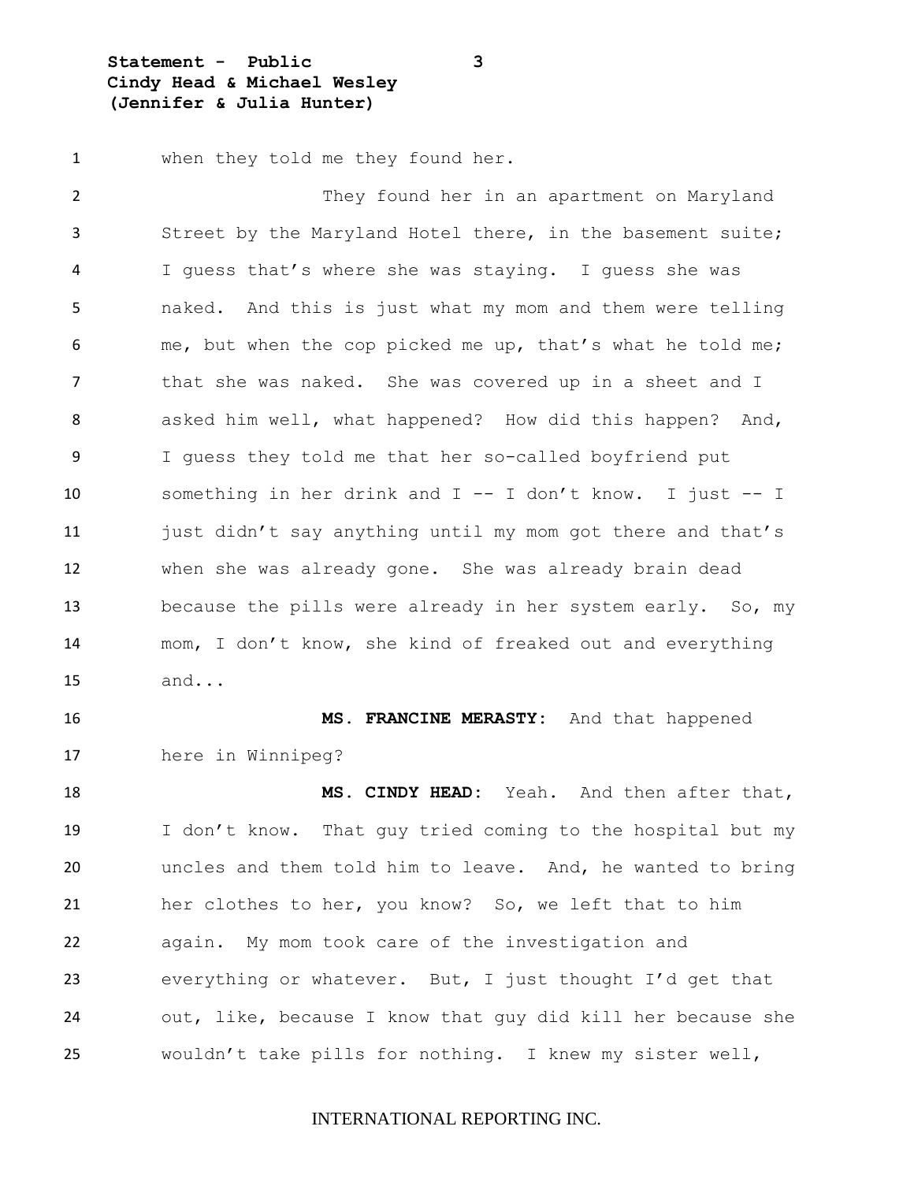when they told me they found her.

They found her in an apartment on Maryland Street by the Maryland Hotel there, in the basement suite; I guess that's where she was staying. I guess she was naked. And this is just what my mom and them were telling me, but when the cop picked me up, that's what he told me; that she was naked. She was covered up in a sheet and I asked him well, what happened? How did this happen? And, I guess they told me that her so-called boyfriend put something in her drink and I -- I don't know. I just -- I just didn't say anything until my mom got there and that's when she was already gone. She was already brain dead because the pills were already in her system early. So, my mom, I don't know, she kind of freaked out and everything and...

**MS. FRANCINE MERASTY:** And that happened here in Winnipeg?

**MS. CINDY HEAD:** Yeah. And then after that, I don't know. That guy tried coming to the hospital but my uncles and them told him to leave. And, he wanted to bring her clothes to her, you know? So, we left that to him again. My mom took care of the investigation and everything or whatever. But, I just thought I'd get that out, like, because I know that guy did kill her because she wouldn't take pills for nothing. I knew my sister well,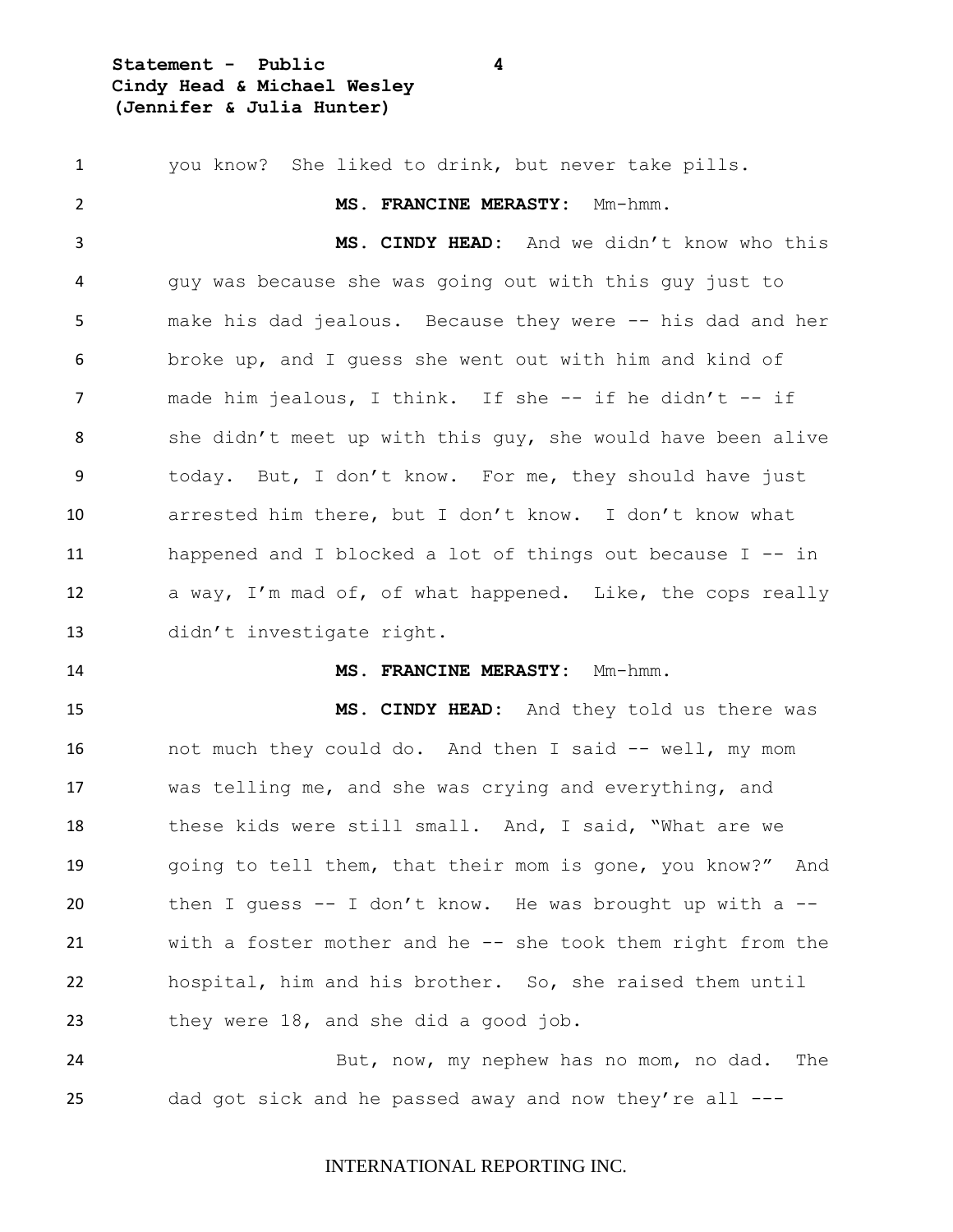you know? She liked to drink, but never take pills.

**MS. FRANCINE MERASTY:** Mm-hmm.

**MS. CINDY HEAD:** And we didn't know who this guy was because she was going out with this guy just to make his dad jealous. Because they were -- his dad and her broke up, and I guess she went out with him and kind of made him jealous, I think. If she -- if he didn't -- if she didn't meet up with this guy, she would have been alive today. But, I don't know. For me, they should have just arrested him there, but I don't know. I don't know what happened and I blocked a lot of things out because I -- in a way, I'm mad of, of what happened. Like, the cops really didn't investigate right.

**MS. FRANCINE MERASTY:** Mm-hmm.

**MS. CINDY HEAD:** And they told us there was not much they could do. And then I said -- well, my mom was telling me, and she was crying and everything, and these kids were still small. And, I said, "What are we going to tell them, that their mom is gone, you know?" And then I guess -- I don't know. He was brought up with a -- with a foster mother and he -- she took them right from the hospital, him and his brother. So, she raised them until they were 18, and she did a good job.

But, now, my nephew has no mom, no dad. The dad got sick and he passed away and now they're all ---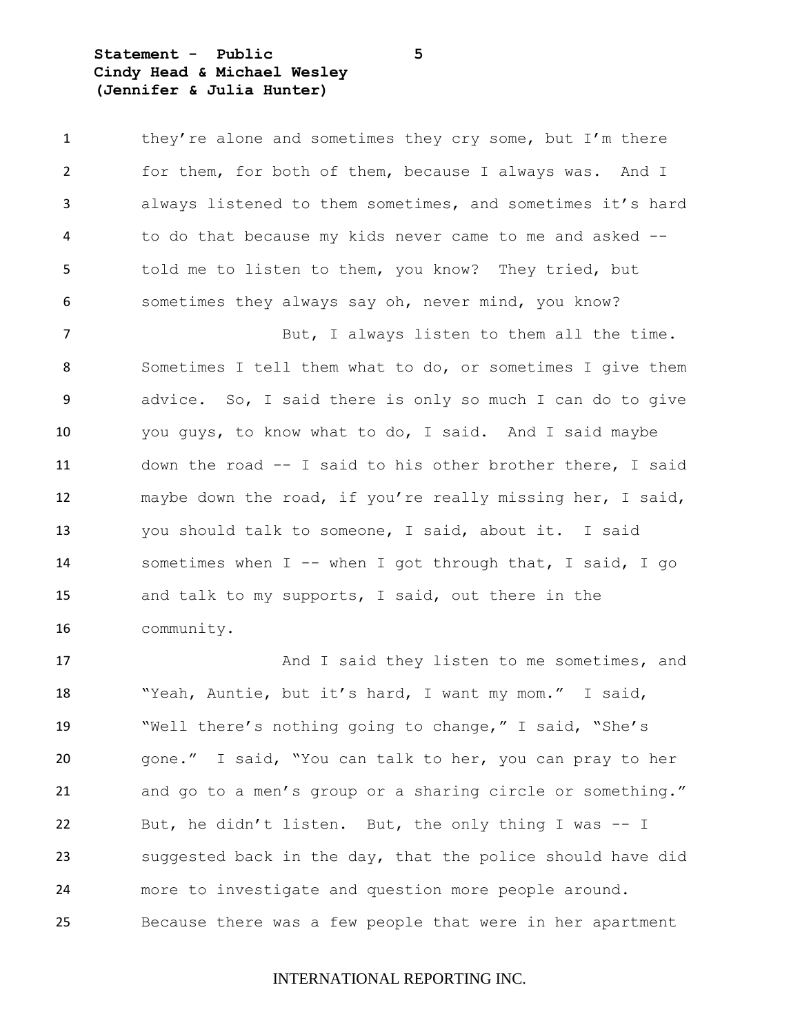they're alone and sometimes they cry some, but I'm there for them, for both of them, because I always was. And I always listened to them sometimes, and sometimes it's hard to do that because my kids never came to me and asked -- told me to listen to them, you know? They tried, but sometimes they always say oh, never mind, you know?

But, I always listen to them all the time. Sometimes I tell them what to do, or sometimes I give them advice. So, I said there is only so much I can do to give you guys, to know what to do, I said. And I said maybe down the road -- I said to his other brother there, I said maybe down the road, if you're really missing her, I said, you should talk to someone, I said, about it. I said sometimes when I -- when I got through that, I said, I go and talk to my supports, I said, out there in the community.

And I said they listen to me sometimes, and "Yeah, Auntie, but it's hard, I want my mom." I said, "Well there's nothing going to change," I said, "She's gone." I said, "You can talk to her, you can pray to her and go to a men's group or a sharing circle or something." But, he didn't listen. But, the only thing I was -- I suggested back in the day, that the police should have did more to investigate and question more people around. Because there was a few people that were in her apartment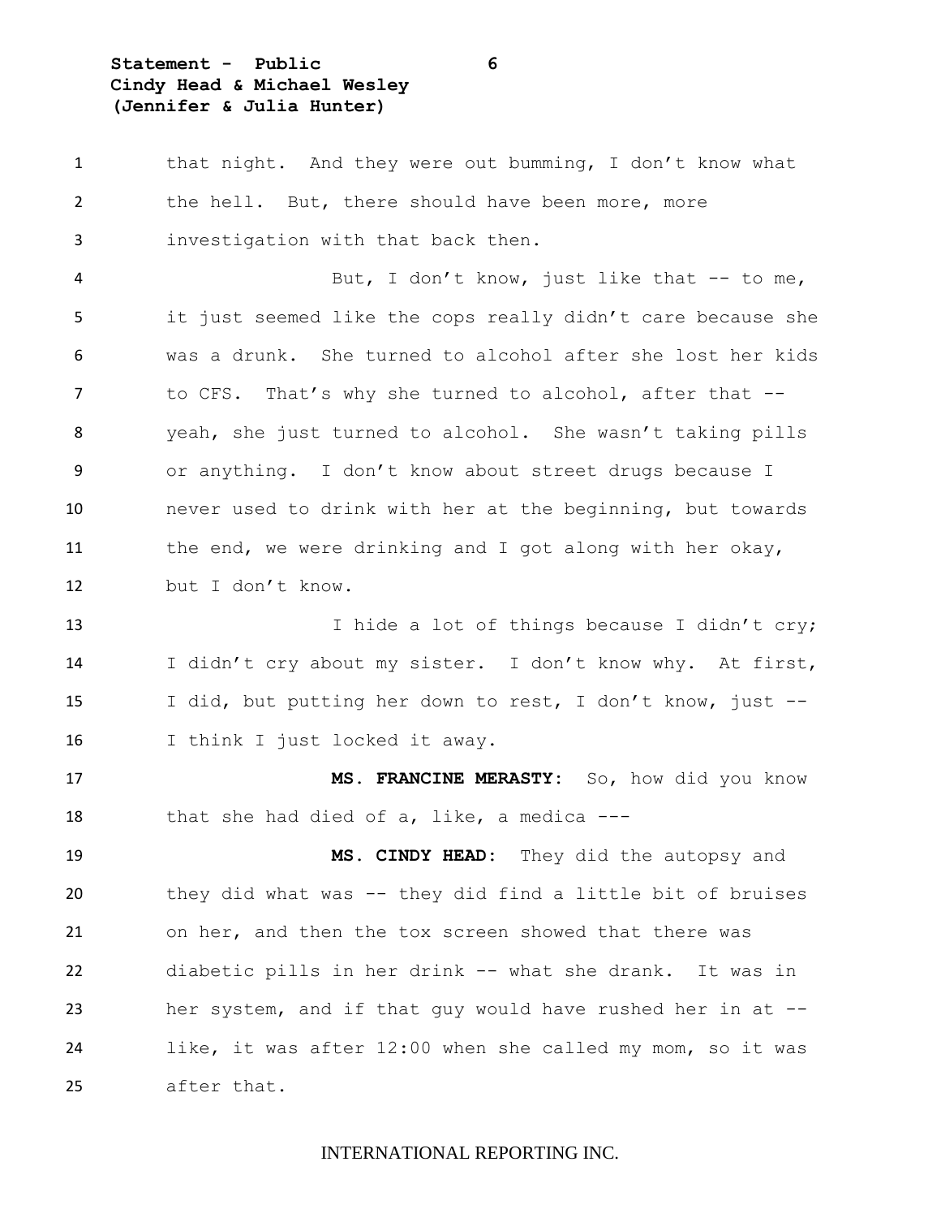that night. And they were out bumming, I don't know what the hell. But, there should have been more, more investigation with that back then.

But, I don't know, just like that -- to me, it just seemed like the cops really didn't care because she was a drunk. She turned to alcohol after she lost her kids to CFS. That's why she turned to alcohol, after that -- yeah, she just turned to alcohol. She wasn't taking pills or anything. I don't know about street drugs because I never used to drink with her at the beginning, but towards the end, we were drinking and I got along with her okay, but I don't know.

I hide a lot of things because I didn't cry; I didn't cry about my sister. I don't know why. At first, I did, but putting her down to rest, I don't know, just -- I think I just locked it away.

**MS. FRANCINE MERASTY:** So, how did you know that she had died of a, like, a medica ---

**MS. CINDY HEAD:** They did the autopsy and they did what was -- they did find a little bit of bruises on her, and then the tox screen showed that there was diabetic pills in her drink -- what she drank. It was in her system, and if that guy would have rushed her in at -- like, it was after 12:00 when she called my mom, so it was after that.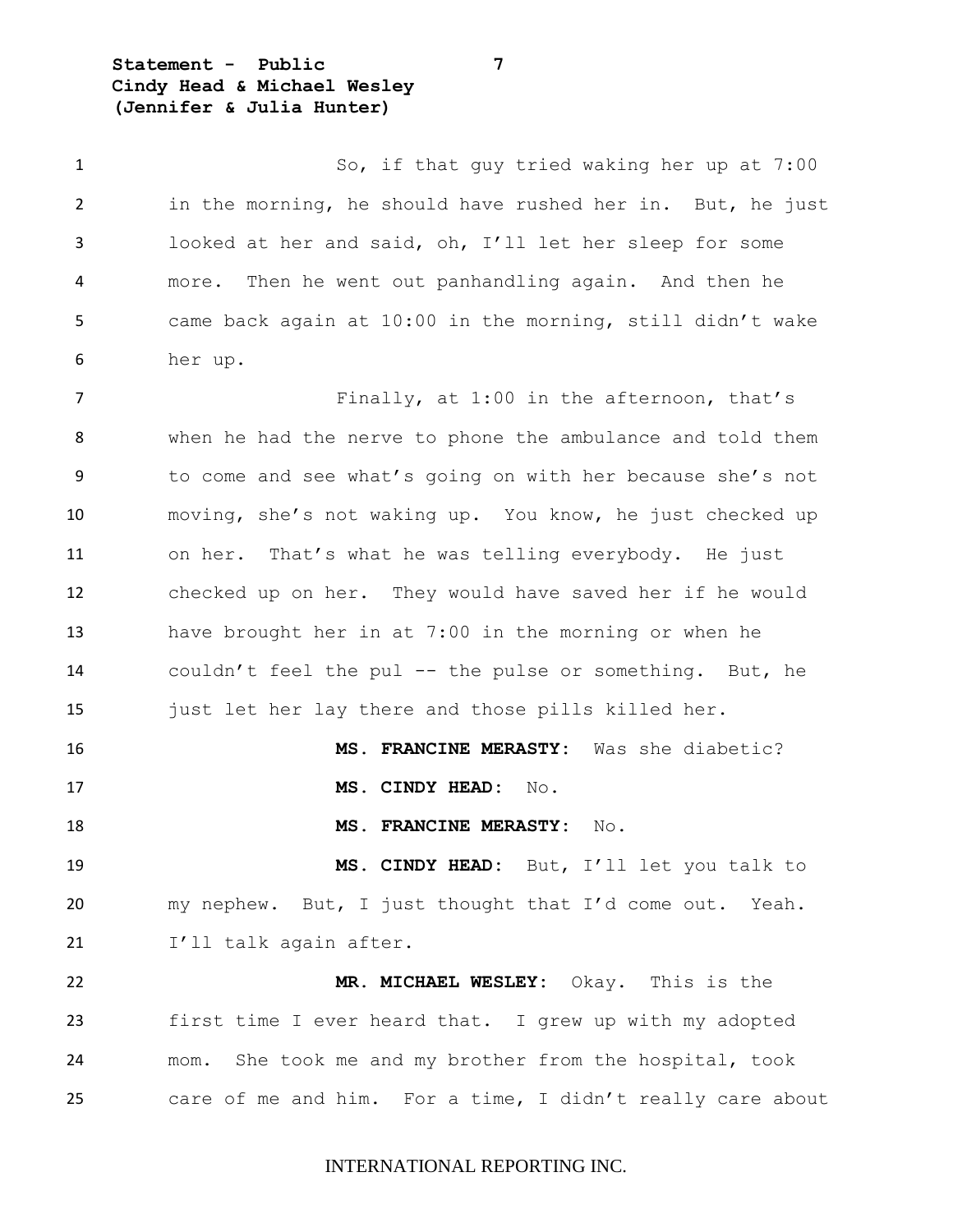So, if that guy tried waking her up at 7:00 in the morning, he should have rushed her in. But, he just looked at her and said, oh, I'll let her sleep for some more. Then he went out panhandling again. And then he came back again at 10:00 in the morning, still didn't wake her up.

Finally, at 1:00 in the afternoon, that's when he had the nerve to phone the ambulance and told them to come and see what's going on with her because she's not moving, she's not waking up. You know, he just checked up on her. That's what he was telling everybody. He just checked up on her. They would have saved her if he would have brought her in at 7:00 in the morning or when he couldn't feel the pul -- the pulse or something. But, he just let her lay there and those pills killed her.

**MS. FRANCINE MERASTY:** Was she diabetic?

**MS. CINDY HEAD:** No.

**MS. FRANCINE MERASTY:** No.

**MS. CINDY HEAD:** But, I'll let you talk to my nephew. But, I just thought that I'd come out. Yeah. I'll talk again after.

**MR. MICHAEL WESLEY:** Okay. This is the first time I ever heard that. I grew up with my adopted mom. She took me and my brother from the hospital, took care of me and him. For a time, I didn't really care about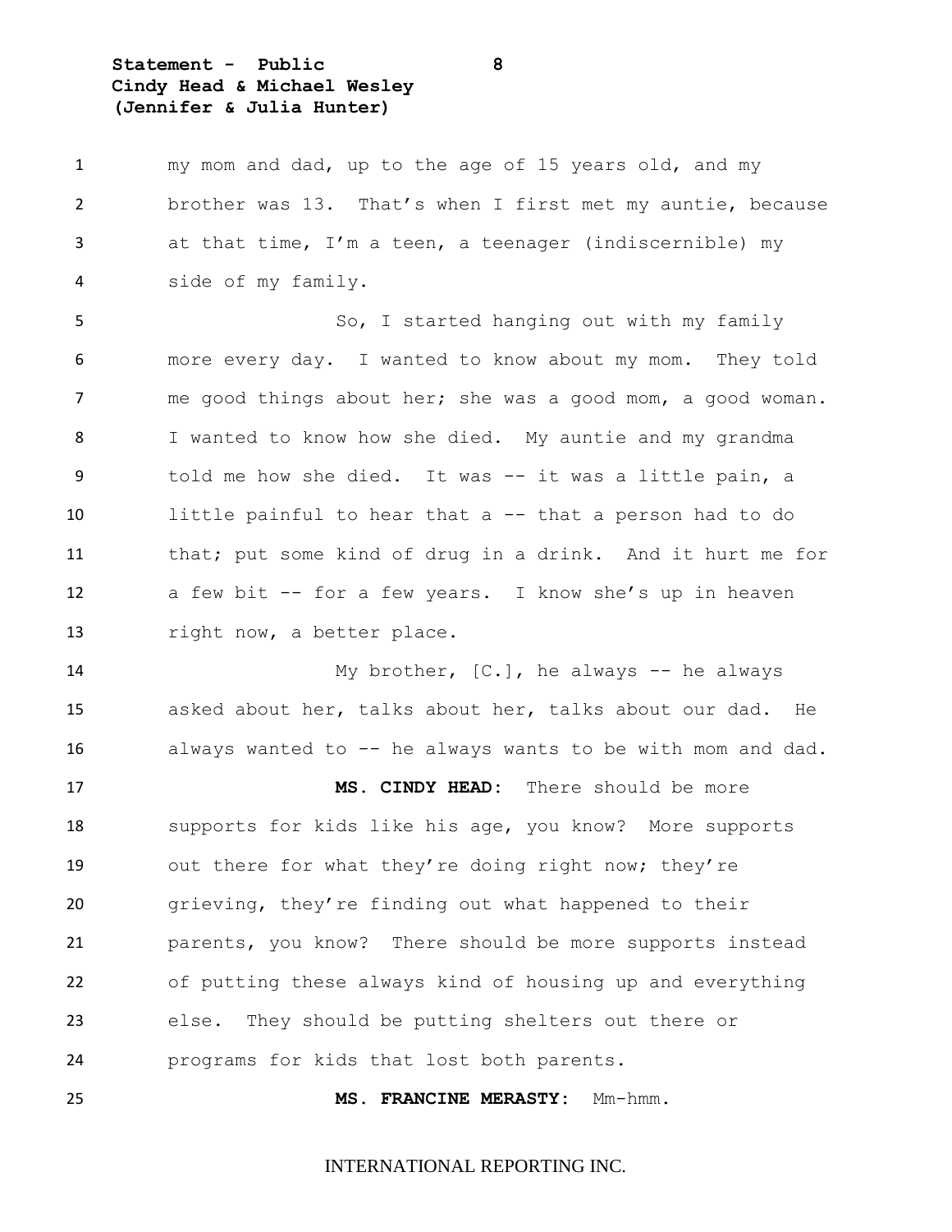my mom and dad, up to the age of 15 years old, and my brother was 13. That's when I first met my auntie, because at that time, I'm a teen, a teenager (indiscernible) my side of my family.

So, I started hanging out with my family more every day. I wanted to know about my mom. They told me good things about her; she was a good mom, a good woman. I wanted to know how she died. My auntie and my grandma told me how she died. It was -- it was a little pain, a little painful to hear that a -- that a person had to do that; put some kind of drug in a drink. And it hurt me for a few bit -- for a few years. I know she's up in heaven right now, a better place.

My brother, [C.], he always -- he always asked about her, talks about her, talks about our dad. He always wanted to -- he always wants to be with mom and dad.

**MS. CINDY HEAD:** There should be more supports for kids like his age, you know? More supports out there for what they're doing right now; they're grieving, they're finding out what happened to their parents, you know? There should be more supports instead of putting these always kind of housing up and everything else. They should be putting shelters out there or programs for kids that lost both parents.

**MS. FRANCINE MERASTY:** Mm-hmm.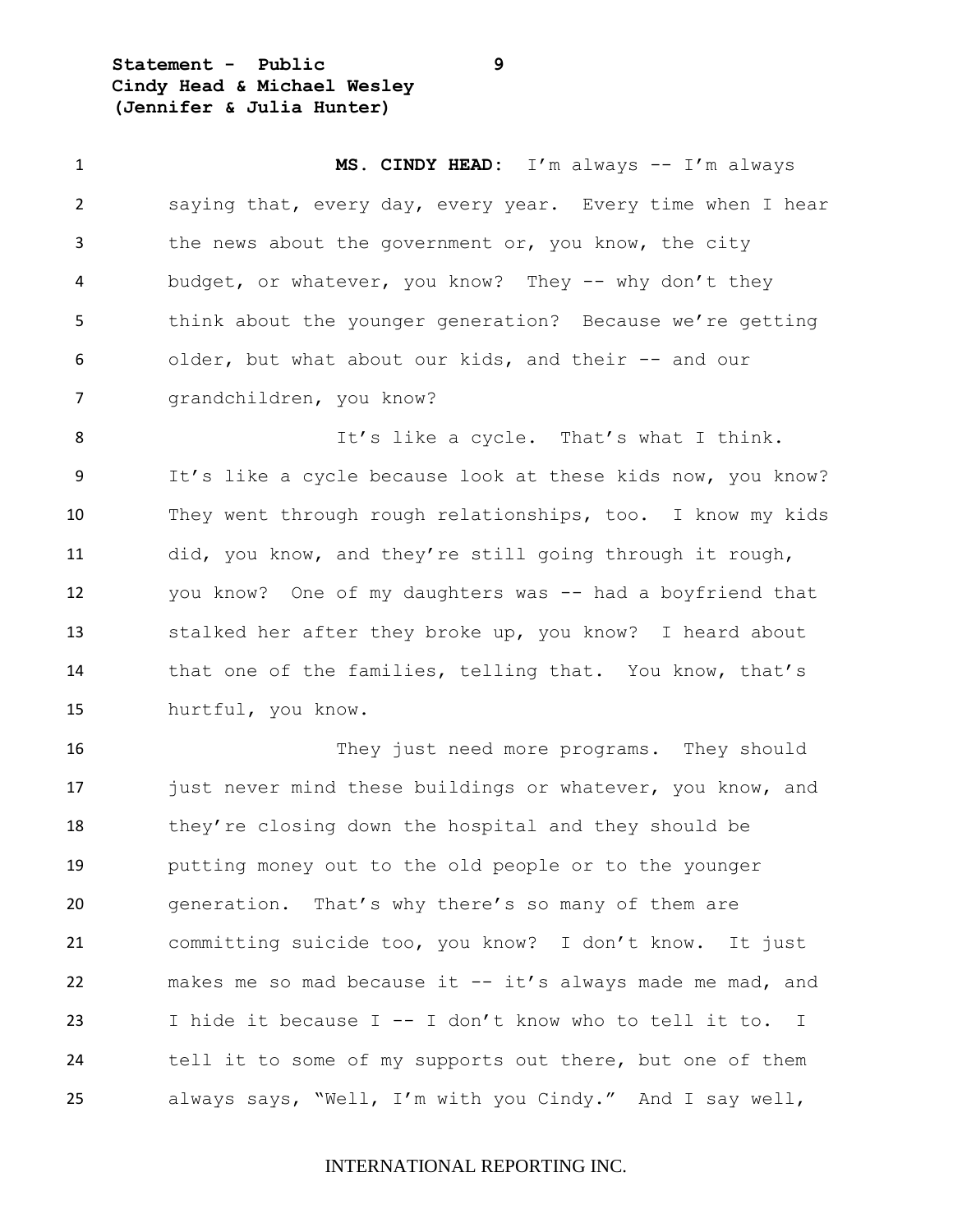**MS. CINDY HEAD:** I'm always -- I'm always saying that, every day, every year. Every time when I hear the news about the government or, you know, the city budget, or whatever, you know? They -- why don't they think about the younger generation? Because we're getting older, but what about our kids, and their -- and our grandchildren, you know?

It's like a cycle. That's what I think. It's like a cycle because look at these kids now, you know? They went through rough relationships, too. I know my kids did, you know, and they're still going through it rough, you know? One of my daughters was -- had a boyfriend that stalked her after they broke up, you know? I heard about that one of the families, telling that. You know, that's hurtful, you know.

They just need more programs. They should just never mind these buildings or whatever, you know, and they're closing down the hospital and they should be putting money out to the old people or to the younger generation. That's why there's so many of them are committing suicide too, you know? I don't know. It just makes me so mad because it -- it's always made me mad, and I hide it because I -- I don't know who to tell it to. I tell it to some of my supports out there, but one of them always says, "Well, I'm with you Cindy." And I say well,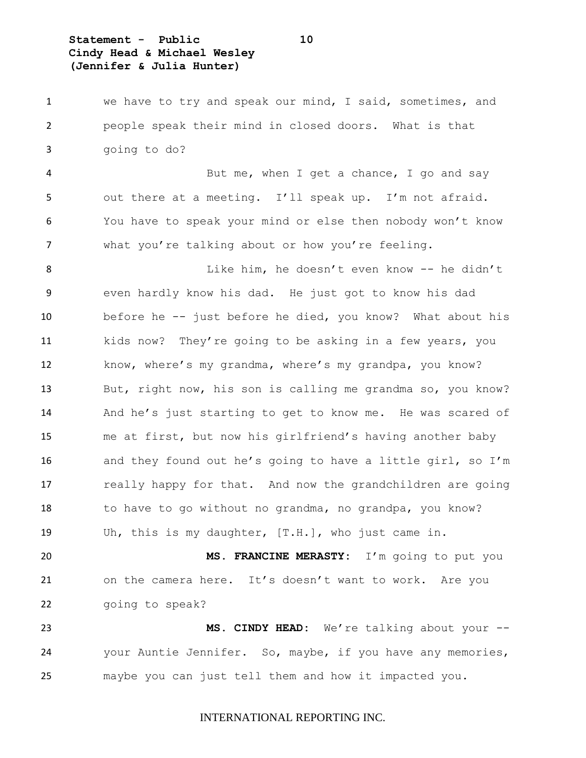we have to try and speak our mind, I said, sometimes, and people speak their mind in closed doors. What is that going to do?

But me, when I get a chance, I go and say out there at a meeting. I'll speak up. I'm not afraid. You have to speak your mind or else then nobody won't know what you're talking about or how you're feeling.

Like him, he doesn't even know -- he didn't even hardly know his dad. He just got to know his dad before he -- just before he died, you know? What about his kids now? They're going to be asking in a few years, you know, where's my grandma, where's my grandpa, you know? But, right now, his son is calling me grandma so, you know? And he's just starting to get to know me. He was scared of me at first, but now his girlfriend's having another baby and they found out he's going to have a little girl, so I'm really happy for that. And now the grandchildren are going to have to go without no grandma, no grandpa, you know? Uh, this is my daughter, [T.H.], who just came in.

**MS. FRANCINE MERASTY:** I'm going to put you on the camera here. It's doesn't want to work. Are you going to speak?

**MS. CINDY HEAD:** We're talking about your -- your Auntie Jennifer. So, maybe, if you have any memories, maybe you can just tell them and how it impacted you.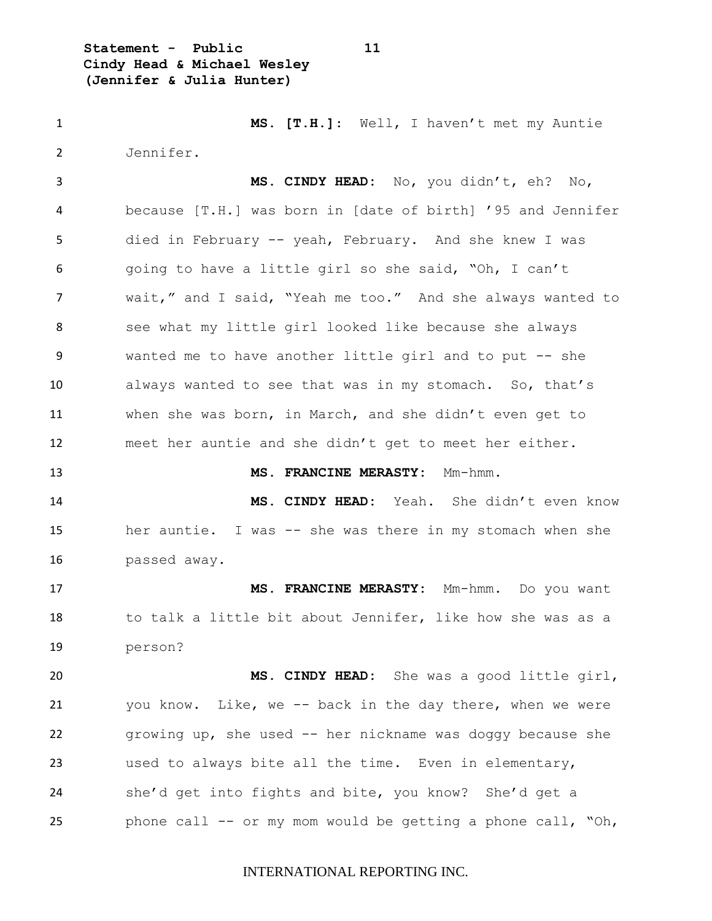**MS. [T.H.]:** Well, I haven't met my Auntie Jennifer.

**MS. CINDY HEAD:** No, you didn't, eh? No, because [T.H.] was born in [date of birth] '95 and Jennifer died in February -- yeah, February. And she knew I was going to have a little girl so she said, "Oh, I can't wait," and I said, "Yeah me too." And she always wanted to see what my little girl looked like because she always wanted me to have another little girl and to put -- she always wanted to see that was in my stomach. So, that's when she was born, in March, and she didn't even get to meet her auntie and she didn't get to meet her either.

**MS. FRANCINE MERASTY:** Mm-hmm.

**MS. CINDY HEAD:** Yeah. She didn't even know her auntie. I was -- she was there in my stomach when she passed away.

**MS. FRANCINE MERASTY:** Mm-hmm. Do you want to talk a little bit about Jennifer, like how she was as a person?

**MS. CINDY HEAD:** She was a good little girl, you know. Like, we -- back in the day there, when we were growing up, she used -- her nickname was doggy because she used to always bite all the time. Even in elementary, she'd get into fights and bite, you know? She'd get a phone call -- or my mom would be getting a phone call, "Oh,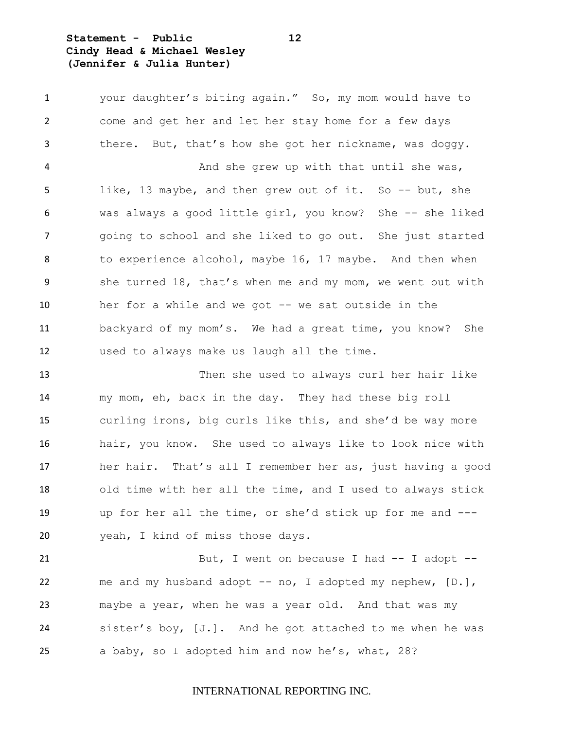your daughter's biting again." So, my mom would have to come and get her and let her stay home for a few days there. But, that's how she got her nickname, was doggy.

And she grew up with that until she was, like, 13 maybe, and then grew out of it. So -- but, she was always a good little girl, you know? She -- she liked going to school and she liked to go out. She just started to experience alcohol, maybe 16, 17 maybe. And then when she turned 18, that's when me and my mom, we went out with her for a while and we got -- we sat outside in the backyard of my mom's. We had a great time, you know? She used to always make us laugh all the time.

Then she used to always curl her hair like my mom, eh, back in the day. They had these big roll curling irons, big curls like this, and she'd be way more hair, you know. She used to always like to look nice with her hair. That's all I remember her as, just having a good old time with her all the time, and I used to always stick up for her all the time, or she'd stick up for me and --- yeah, I kind of miss those days.

But, I went on because I had -- I adopt -- me and my husband adopt -- no, I adopted my nephew, [D.], maybe a year, when he was a year old. And that was my sister's boy, [J.]. And he got attached to me when he was a baby, so I adopted him and now he's, what, 28?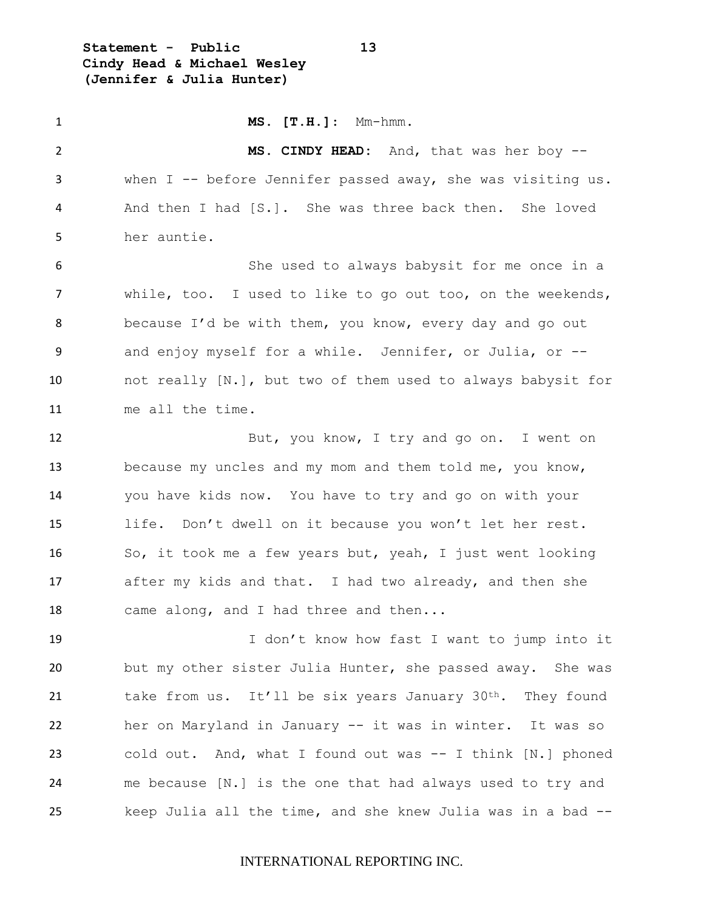**MS. [T.H.]:** Mm-hmm.

**MS. CINDY HEAD:** And, that was her boy -- when I -- before Jennifer passed away, she was visiting us. And then I had [S.]. She was three back then. She loved her auntie.

She used to always babysit for me once in a while, too. I used to like to go out too, on the weekends, because I'd be with them, you know, every day and go out and enjoy myself for a while. Jennifer, or Julia, or -- not really [N.], but two of them used to always babysit for me all the time.

But, you know, I try and go on. I went on because my uncles and my mom and them told me, you know, you have kids now. You have to try and go on with your life. Don't dwell on it because you won't let her rest. So, it took me a few years but, yeah, I just went looking after my kids and that. I had two already, and then she came along, and I had three and then...

I don't know how fast I want to jump into it but my other sister Julia Hunter, she passed away. She was take from us. It'll be six years January 30th. They found her on Maryland in January -- it was in winter. It was so cold out. And, what I found out was -- I think [N.] phoned me because [N.] is the one that had always used to try and keep Julia all the time, and she knew Julia was in a bad --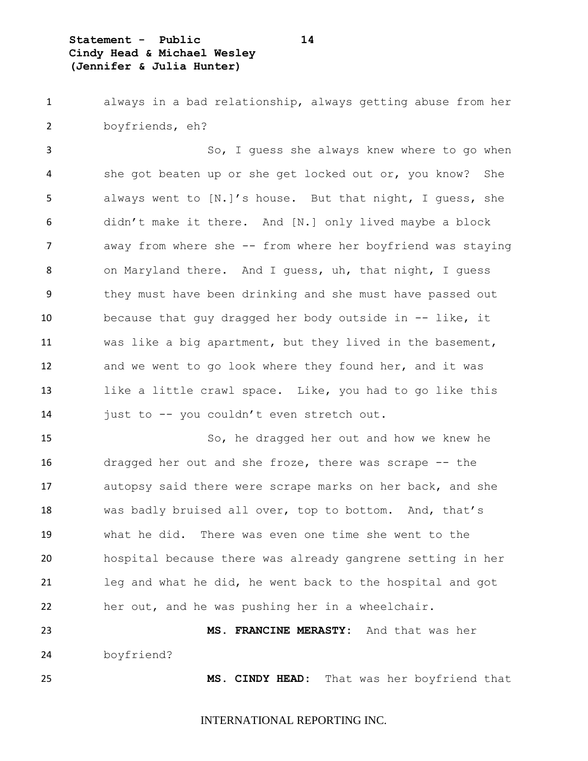always in a bad relationship, always getting abuse from her boyfriends, eh?

So, I guess she always knew where to go when she got beaten up or she get locked out or, you know? She always went to [N.]'s house. But that night, I guess, she didn't make it there. And [N.] only lived maybe a block away from where she -- from where her boyfriend was staying on Maryland there. And I guess, uh, that night, I guess they must have been drinking and she must have passed out because that guy dragged her body outside in -- like, it was like a big apartment, but they lived in the basement, and we went to go look where they found her, and it was like a little crawl space. Like, you had to go like this just to -- you couldn't even stretch out.

So, he dragged her out and how we knew he dragged her out and she froze, there was scrape -- the autopsy said there were scrape marks on her back, and she was badly bruised all over, top to bottom. And, that's what he did. There was even one time she went to the hospital because there was already gangrene setting in her leg and what he did, he went back to the hospital and got her out, and he was pushing her in a wheelchair.

**MS. FRANCINE MERASTY:** And that was her boyfriend?

**MS. CINDY HEAD:** That was her boyfriend that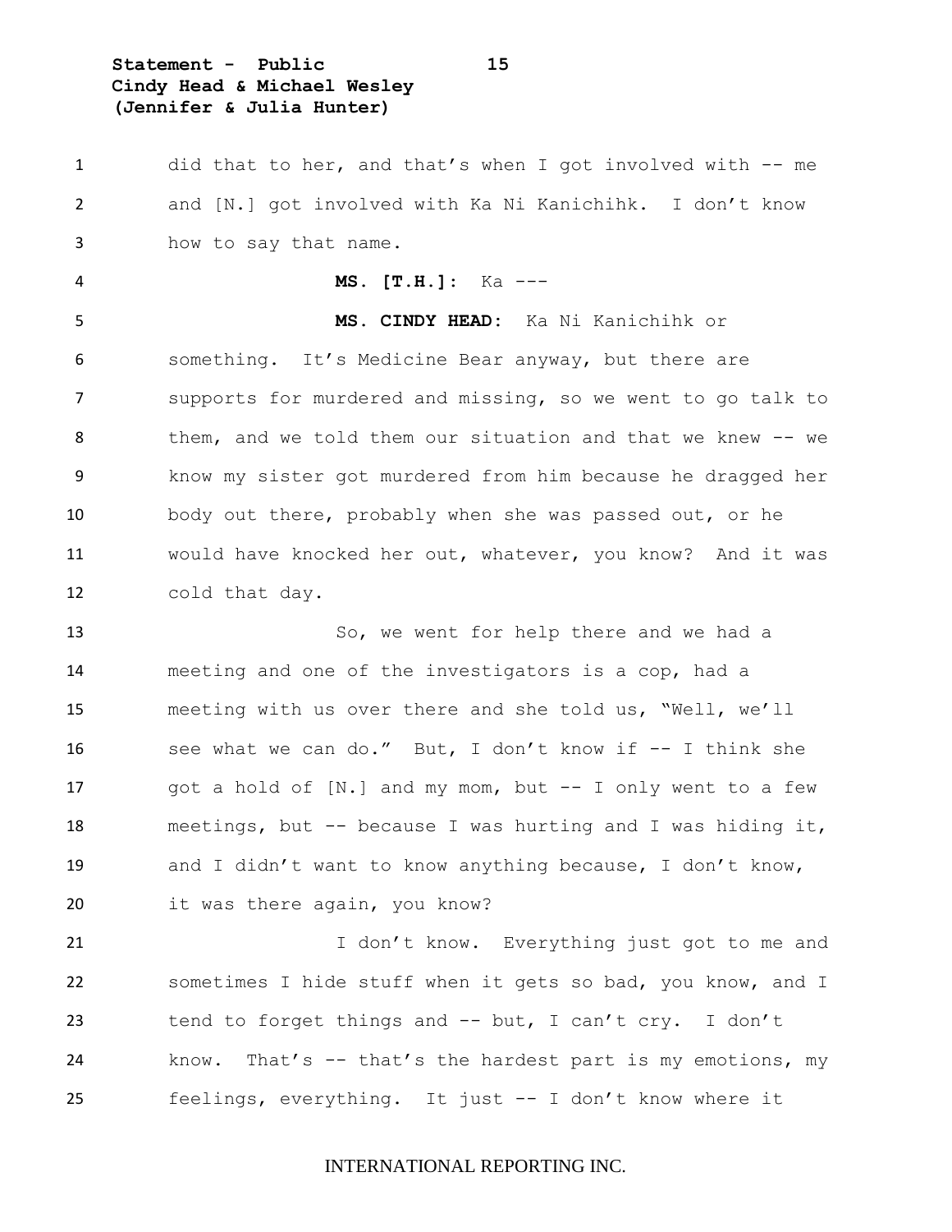did that to her, and that's when I got involved with -- me and [N.] got involved with Ka Ni Kanichihk. I don't know how to say that name.

**MS. [T.H.]:** Ka ---

**MS. CINDY HEAD:** Ka Ni Kanichihk or something. It's Medicine Bear anyway, but there are supports for murdered and missing, so we went to go talk to them, and we told them our situation and that we knew -- we know my sister got murdered from him because he dragged her body out there, probably when she was passed out, or he would have knocked her out, whatever, you know? And it was cold that day.

So, we went for help there and we had a meeting and one of the investigators is a cop, had a meeting with us over there and she told us, "Well, we'll see what we can do." But, I don't know if -- I think she got a hold of [N.] and my mom, but -- I only went to a few meetings, but -- because I was hurting and I was hiding it, and I didn't want to know anything because, I don't know, it was there again, you know?

I don't know. Everything just got to me and sometimes I hide stuff when it gets so bad, you know, and I tend to forget things and -- but, I can't cry. I don't know. That's -- that's the hardest part is my emotions, my feelings, everything. It just -- I don't know where it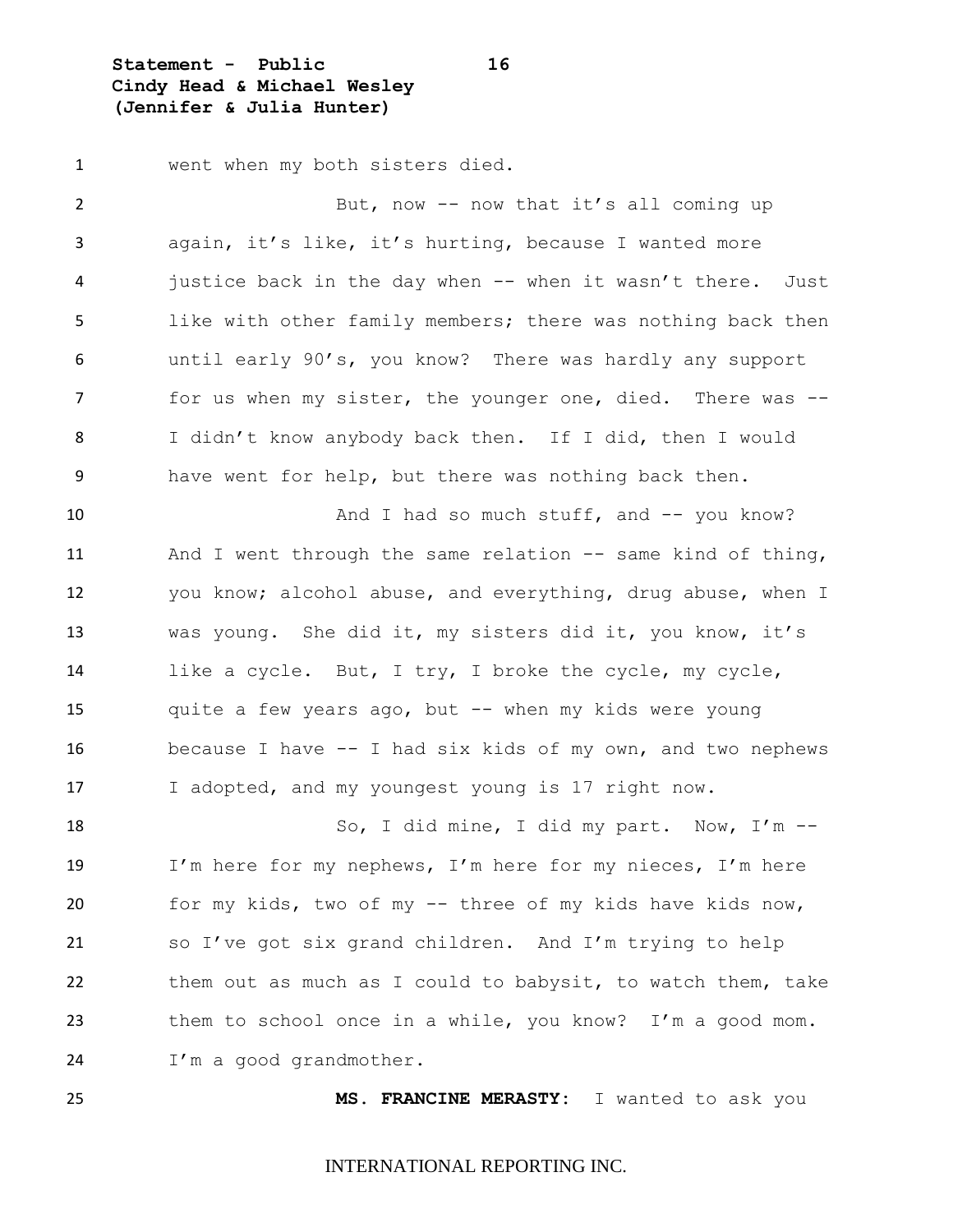went when my both sisters died.

But, now -- now that it's all coming up again, it's like, it's hurting, because I wanted more justice back in the day when -- when it wasn't there. Just like with other family members; there was nothing back then until early 90's, you know? There was hardly any support for us when my sister, the younger one, died. There was -- I didn't know anybody back then. If I did, then I would have went for help, but there was nothing back then.

And I had so much stuff, and -- you know? And I went through the same relation -- same kind of thing, you know; alcohol abuse, and everything, drug abuse, when I was young. She did it, my sisters did it, you know, it's like a cycle. But, I try, I broke the cycle, my cycle, quite a few years ago, but -- when my kids were young because I have -- I had six kids of my own, and two nephews I adopted, and my youngest young is 17 right now.

So, I did mine, I did my part. Now, I'm -- I'm here for my nephews, I'm here for my nieces, I'm here for my kids, two of my -- three of my kids have kids now, so I've got six grand children. And I'm trying to help them out as much as I could to babysit, to watch them, take them to school once in a while, you know? I'm a good mom. I'm a good grandmother.

**MS. FRANCINE MERASTY:** I wanted to ask you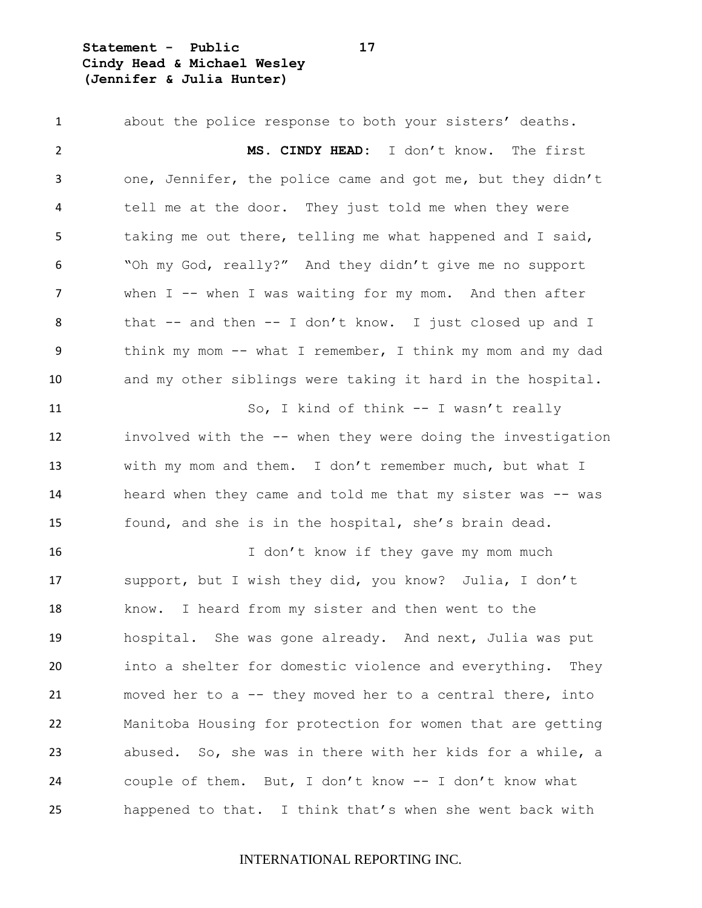about the police response to both your sisters' deaths.

**MS. CINDY HEAD:** I don't know. The first one, Jennifer, the police came and got me, but they didn't tell me at the door. They just told me when they were taking me out there, telling me what happened and I said, "Oh my God, really?" And they didn't give me no support when I -- when I was waiting for my mom. And then after that -- and then -- I don't know. I just closed up and I think my mom -- what I remember, I think my mom and my dad and my other siblings were taking it hard in the hospital.

So, I kind of think -- I wasn't really involved with the -- when they were doing the investigation with my mom and them. I don't remember much, but what I heard when they came and told me that my sister was -- was found, and she is in the hospital, she's brain dead.

I don't know if they gave my mom much support, but I wish they did, you know? Julia, I don't know. I heard from my sister and then went to the hospital. She was gone already. And next, Julia was put into a shelter for domestic violence and everything. They moved her to a -- they moved her to a central there, into Manitoba Housing for protection for women that are getting abused. So, she was in there with her kids for a while, a couple of them. But, I don't know -- I don't know what happened to that. I think that's when she went back with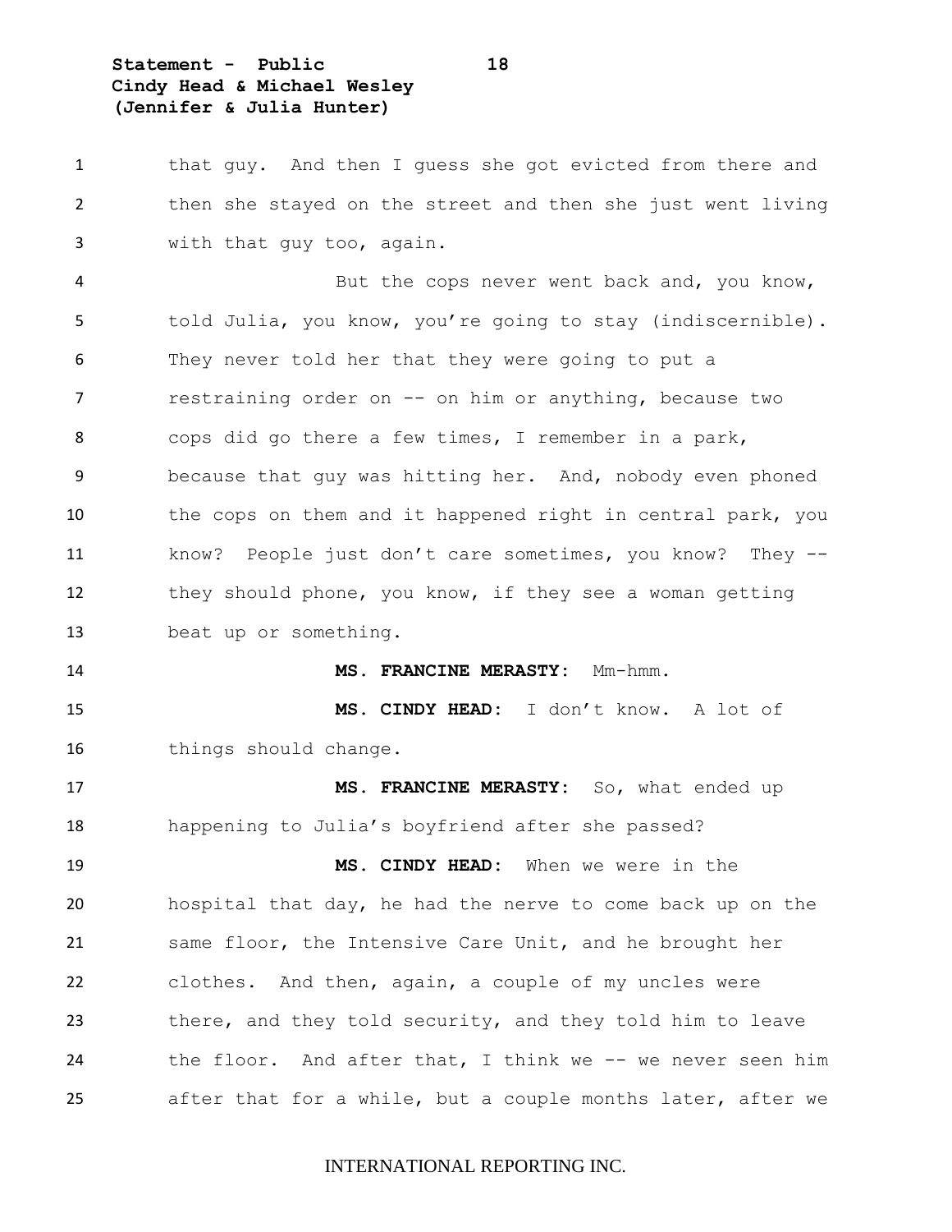that guy. And then I guess she got evicted from there and then she stayed on the street and then she just went living with that guy too, again.

But the cops never went back and, you know, told Julia, you know, you're going to stay (indiscernible). They never told her that they were going to put a restraining order on -- on him or anything, because two cops did go there a few times, I remember in a park, because that guy was hitting her. And, nobody even phoned the cops on them and it happened right in central park, you know? People just don't care sometimes, you know? They -- they should phone, you know, if they see a woman getting beat up or something.

**MS. FRANCINE MERASTY:** Mm-hmm.

**MS. CINDY HEAD:** I don't know. A lot of things should change.

**MS. FRANCINE MERASTY:** So, what ended up happening to Julia's boyfriend after she passed?

**MS. CINDY HEAD:** When we were in the hospital that day, he had the nerve to come back up on the same floor, the Intensive Care Unit, and he brought her clothes. And then, again, a couple of my uncles were there, and they told security, and they told him to leave the floor. And after that, I think we -- we never seen him after that for a while, but a couple months later, after we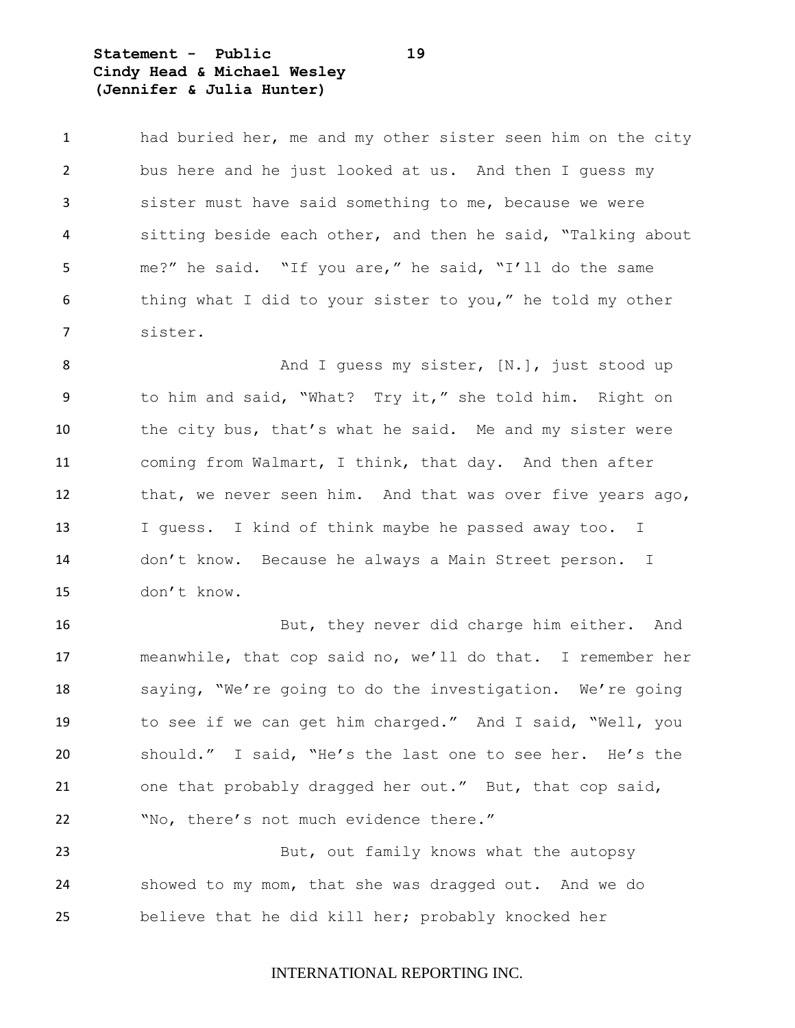had buried her, me and my other sister seen him on the city bus here and he just looked at us. And then I guess my sister must have said something to me, because we were sitting beside each other, and then he said, "Talking about me?" he said. "If you are," he said, "I'll do the same thing what I did to your sister to you," he told my other sister.

And I guess my sister, [N.], just stood up to him and said, "What? Try it," she told him. Right on the city bus, that's what he said. Me and my sister were coming from Walmart, I think, that day. And then after that, we never seen him. And that was over five years ago, I guess. I kind of think maybe he passed away too. I don't know. Because he always a Main Street person. I don't know.

But, they never did charge him either. And meanwhile, that cop said no, we'll do that. I remember her saying, "We're going to do the investigation. We're going to see if we can get him charged." And I said, "Well, you should." I said, "He's the last one to see her. He's the one that probably dragged her out." But, that cop said, "No, there's not much evidence there."

But, out family knows what the autopsy showed to my mom, that she was dragged out. And we do believe that he did kill her; probably knocked her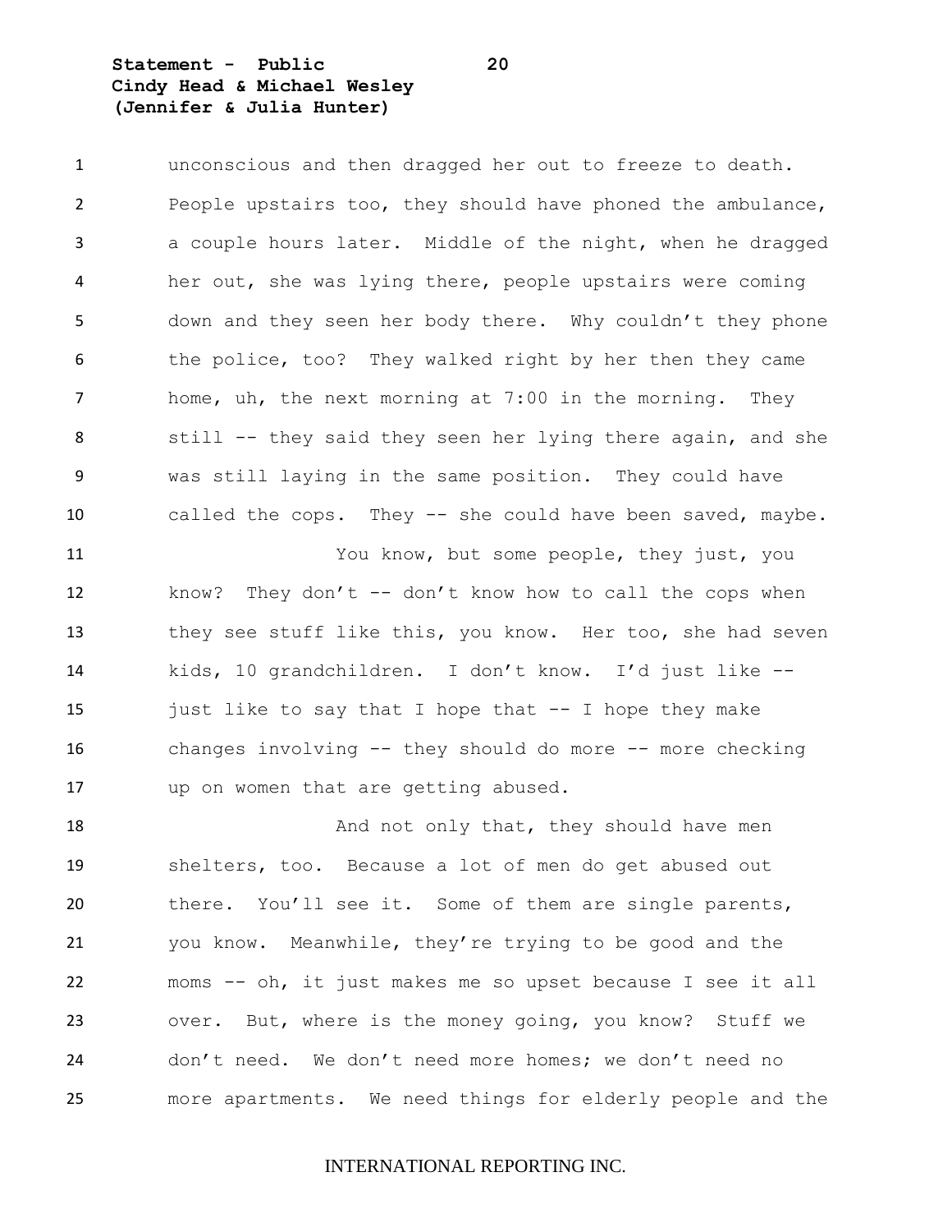unconscious and then dragged her out to freeze to death. People upstairs too, they should have phoned the ambulance, a couple hours later. Middle of the night, when he dragged her out, she was lying there, people upstairs were coming down and they seen her body there. Why couldn't they phone the police, too? They walked right by her then they came home, uh, the next morning at 7:00 in the morning. They still -- they said they seen her lying there again, and she was still laying in the same position. They could have called the cops. They -- she could have been saved, maybe.

You know, but some people, they just, you know? They don't -- don't know how to call the cops when they see stuff like this, you know. Her too, she had seven kids, 10 grandchildren. I don't know. I'd just like -- just like to say that I hope that -- I hope they make changes involving -- they should do more -- more checking up on women that are getting abused.

And not only that, they should have men shelters, too. Because a lot of men do get abused out there. You'll see it. Some of them are single parents, you know. Meanwhile, they're trying to be good and the moms -- oh, it just makes me so upset because I see it all over. But, where is the money going, you know? Stuff we don't need. We don't need more homes; we don't need no more apartments. We need things for elderly people and the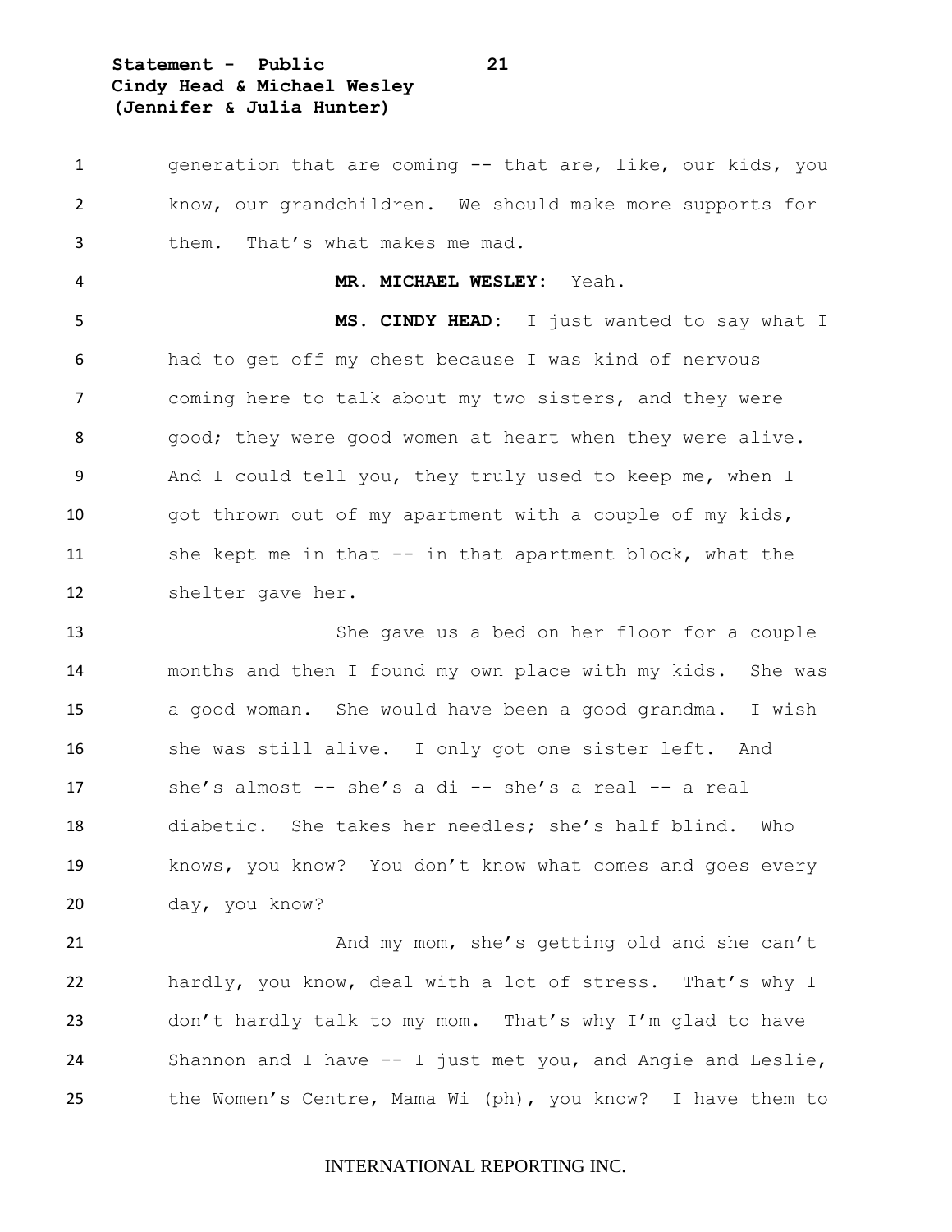generation that are coming -- that are, like, our kids, you know, our grandchildren. We should make more supports for them. That's what makes me mad.

**MR. MICHAEL WESLEY:** Yeah.

**MS. CINDY HEAD:** I just wanted to say what I had to get off my chest because I was kind of nervous coming here to talk about my two sisters, and they were good; they were good women at heart when they were alive. And I could tell you, they truly used to keep me, when I got thrown out of my apartment with a couple of my kids, she kept me in that -- in that apartment block, what the shelter gave her.

She gave us a bed on her floor for a couple months and then I found my own place with my kids. She was a good woman. She would have been a good grandma. I wish she was still alive. I only got one sister left. And she's almost -- she's a di -- she's a real -- a real diabetic. She takes her needles; she's half blind. Who knows, you know? You don't know what comes and goes every day, you know?

And my mom, she's getting old and she can't hardly, you know, deal with a lot of stress. That's why I don't hardly talk to my mom. That's why I'm glad to have Shannon and I have -- I just met you, and Angie and Leslie, the Women's Centre, Mama Wi (ph), you know? I have them to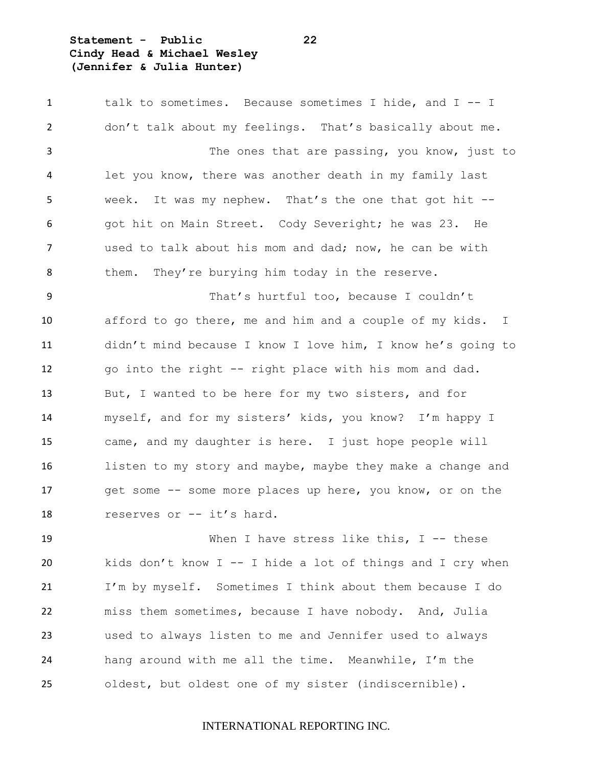talk to sometimes. Because sometimes I hide, and I -- I don't talk about my feelings. That's basically about me.

The ones that are passing, you know, just to let you know, there was another death in my family last week. It was my nephew. That's the one that got hit -- got hit on Main Street. Cody Severight; he was 23. He used to talk about his mom and dad; now, he can be with them. They're burying him today in the reserve.

That's hurtful too, because I couldn't afford to go there, me and him and a couple of my kids. I didn't mind because I know I love him, I know he's going to go into the right -- right place with his mom and dad. But, I wanted to be here for my two sisters, and for myself, and for my sisters' kids, you know? I'm happy I came, and my daughter is here. I just hope people will listen to my story and maybe, maybe they make a change and get some -- some more places up here, you know, or on the reserves or -- it's hard.

When I have stress like this, I -- these kids don't know I -- I hide a lot of things and I cry when I'm by myself. Sometimes I think about them because I do miss them sometimes, because I have nobody. And, Julia used to always listen to me and Jennifer used to always hang around with me all the time. Meanwhile, I'm the oldest, but oldest one of my sister (indiscernible).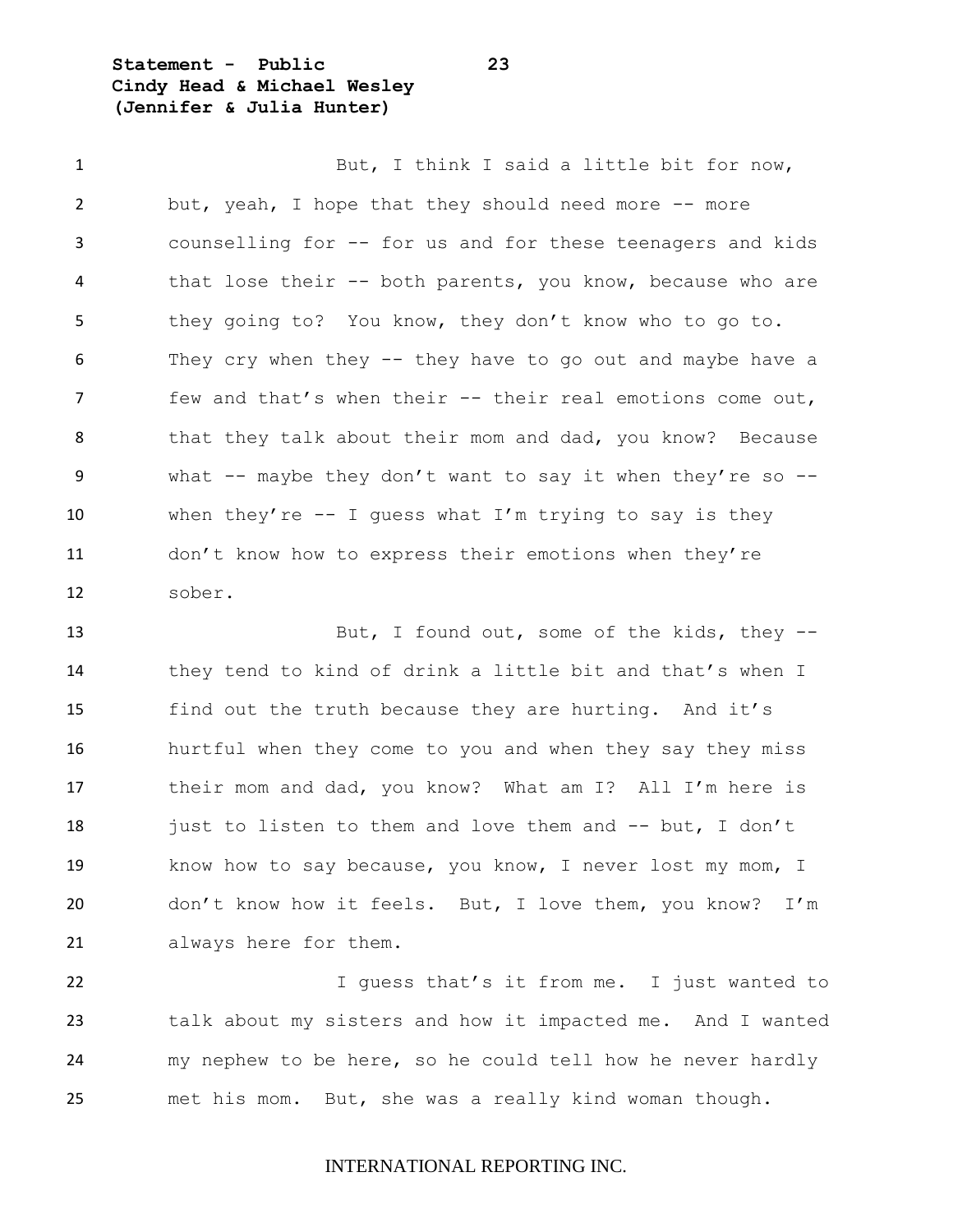But, I think I said a little bit for now, but, yeah, I hope that they should need more -- more counselling for -- for us and for these teenagers and kids that lose their -- both parents, you know, because who are they going to? You know, they don't know who to go to. They cry when they -- they have to go out and maybe have a few and that's when their -- their real emotions come out, that they talk about their mom and dad, you know? Because what -- maybe they don't want to say it when they're so -- when they're -- I guess what I'm trying to say is they don't know how to express their emotions when they're sober.

But, I found out, some of the kids, they -- they tend to kind of drink a little bit and that's when I find out the truth because they are hurting. And it's hurtful when they come to you and when they say they miss their mom and dad, you know? What am I? All I'm here is just to listen to them and love them and -- but, I don't know how to say because, you know, I never lost my mom, I don't know how it feels. But, I love them, you know? I'm always here for them.

I guess that's it from me. I just wanted to talk about my sisters and how it impacted me. And I wanted my nephew to be here, so he could tell how he never hardly met his mom. But, she was a really kind woman though.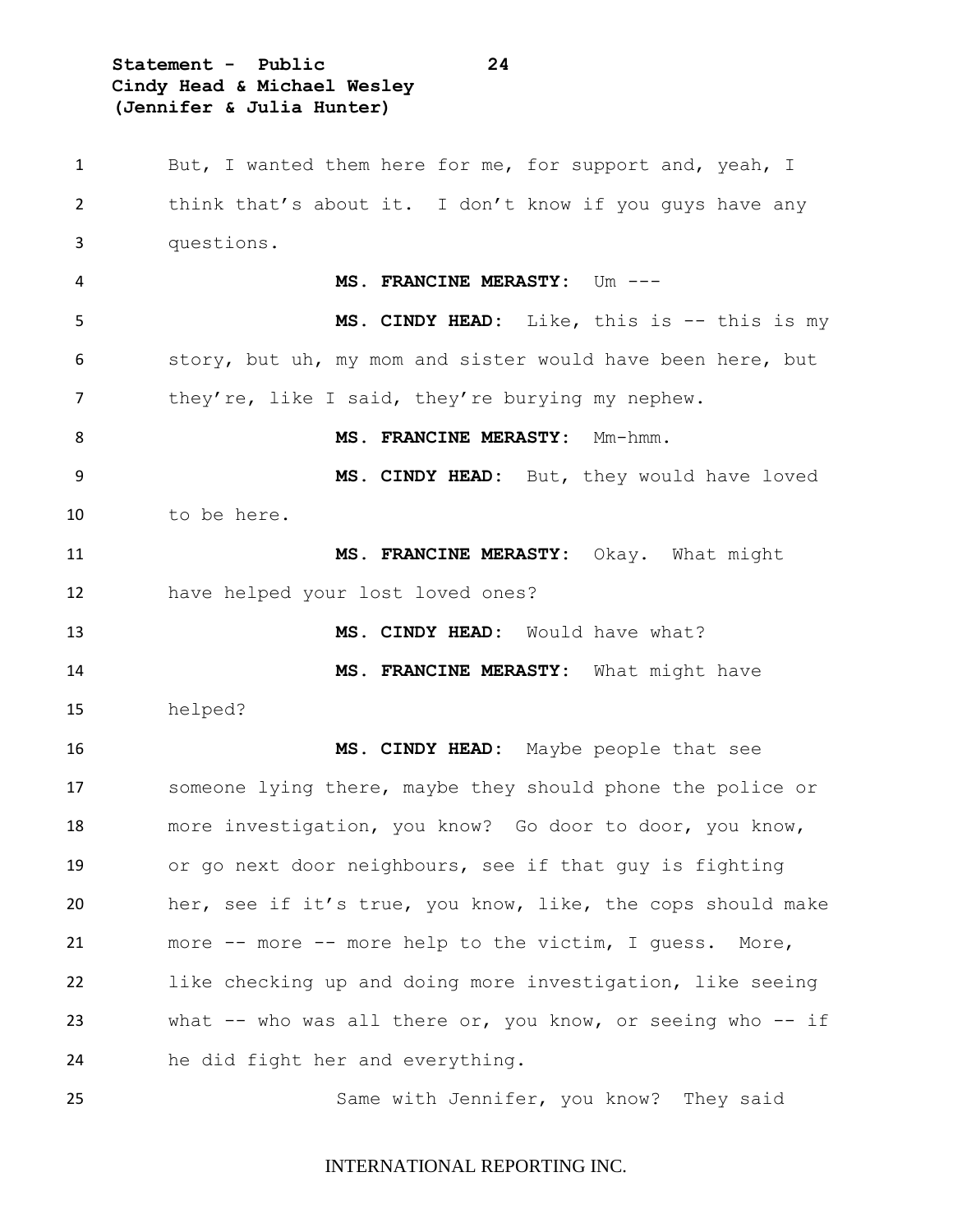But, I wanted them here for me, for support and, yeah, I think that's about it. I don't know if you guys have any questions.

**MS. FRANCINE MERASTY:** Um ---

**MS. CINDY HEAD:** Like, this is -- this is my story, but uh, my mom and sister would have been here, but they're, like I said, they're burying my nephew.

**MS. FRANCINE MERASTY:** Mm-hmm.

**MS. CINDY HEAD:** But, they would have loved to be here.

**MS. FRANCINE MERASTY:** Okay. What might have helped your lost loved ones?

**MS. CINDY HEAD:** Would have what?

**MS. FRANCINE MERASTY:** What might have helped?

**MS. CINDY HEAD:** Maybe people that see someone lying there, maybe they should phone the police or more investigation, you know? Go door to door, you know, or go next door neighbours, see if that guy is fighting her, see if it's true, you know, like, the cops should make more -- more -- more help to the victim, I guess. More, like checking up and doing more investigation, like seeing what -- who was all there or, you know, or seeing who -- if he did fight her and everything.

Same with Jennifer, you know? They said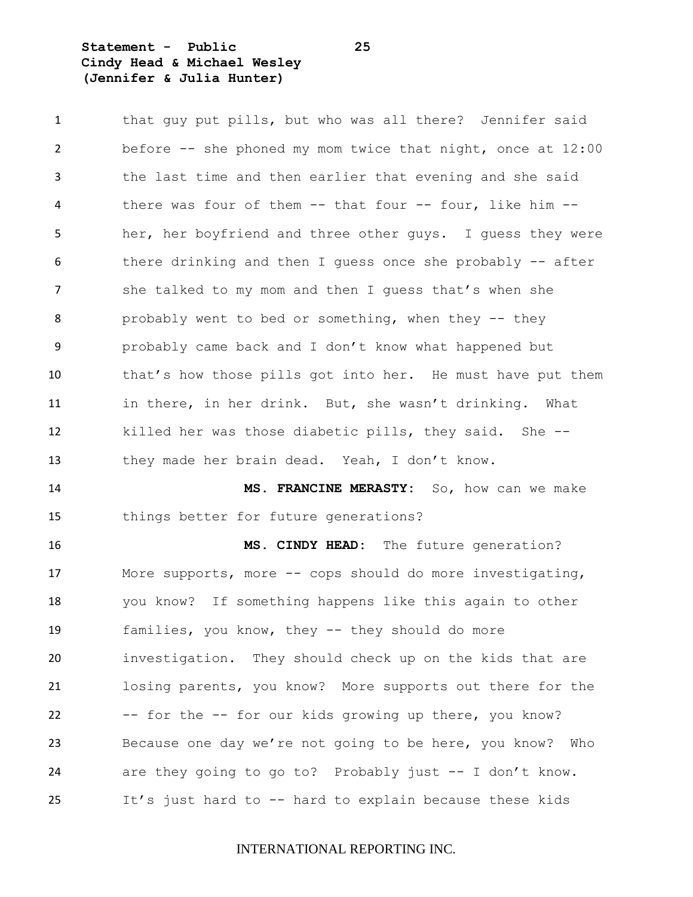that guy put pills, but who was all there? Jennifer said before -- she phoned my mom twice that night, once at 12:00 the last time and then earlier that evening and she said there was four of them -- that four -- four, like him -- her, her boyfriend and three other guys. I guess they were there drinking and then I guess once she probably -- after she talked to my mom and then I guess that's when she probably went to bed or something, when they -- they probably came back and I don't know what happened but that's how those pills got into her. He must have put them in there, in her drink. But, she wasn't drinking. What killed her was those diabetic pills, they said. She -- they made her brain dead. Yeah, I don't know.

**MS. FRANCINE MERASTY:** So, how can we make things better for future generations?

**MS. CINDY HEAD:** The future generation? More supports, more -- cops should do more investigating, you know? If something happens like this again to other families, you know, they -- they should do more investigation. They should check up on the kids that are losing parents, you know? More supports out there for the -- for the -- for our kids growing up there, you know? Because one day we're not going to be here, you know? Who are they going to go to? Probably just -- I don't know. It's just hard to -- hard to explain because these kids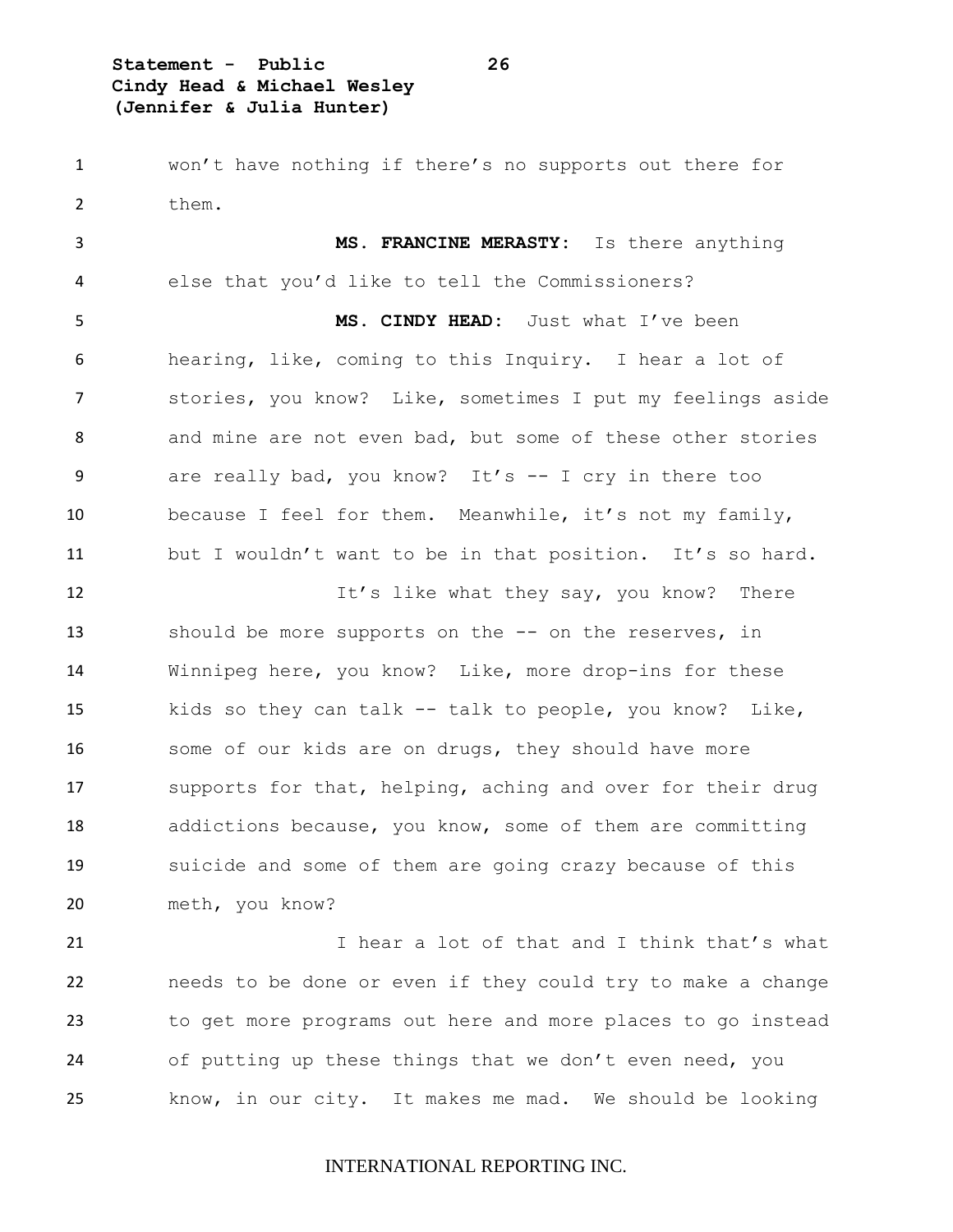won't have nothing if there's no supports out there for them.

**MS. FRANCINE MERASTY:** Is there anything else that you'd like to tell the Commissioners?

**MS. CINDY HEAD:** Just what I've been hearing, like, coming to this Inquiry. I hear a lot of stories, you know? Like, sometimes I put my feelings aside and mine are not even bad, but some of these other stories are really bad, you know? It's -- I cry in there too because I feel for them. Meanwhile, it's not my family, but I wouldn't want to be in that position. It's so hard.

It's like what they say, you know? There should be more supports on the -- on the reserves, in Winnipeg here, you know? Like, more drop-ins for these kids so they can talk -- talk to people, you know? Like, some of our kids are on drugs, they should have more supports for that, helping, aching and over for their drug addictions because, you know, some of them are committing suicide and some of them are going crazy because of this meth, you know?

I hear a lot of that and I think that's what needs to be done or even if they could try to make a change to get more programs out here and more places to go instead of putting up these things that we don't even need, you know, in our city. It makes me mad. We should be looking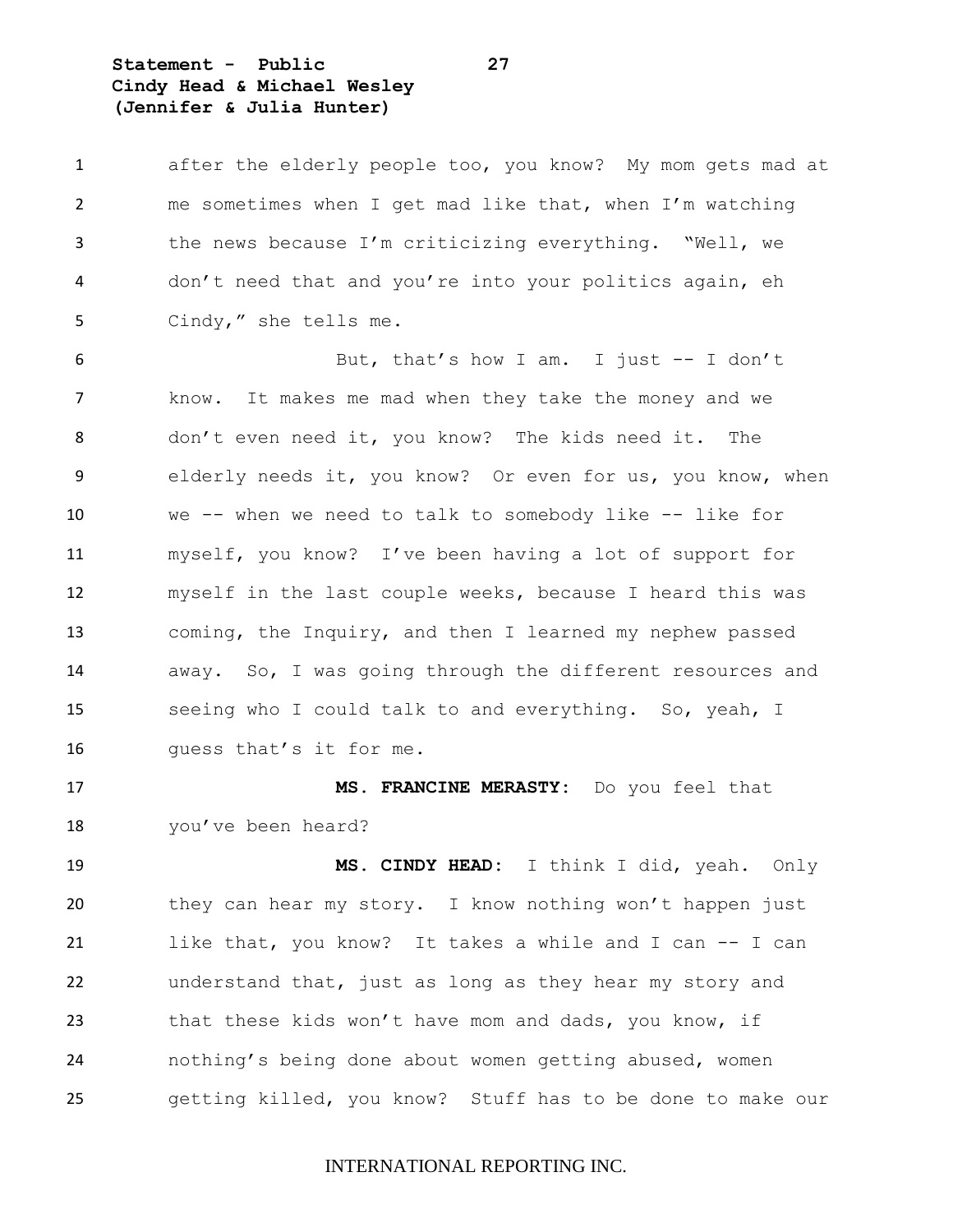after the elderly people too, you know? My mom gets mad at me sometimes when I get mad like that, when I'm watching the news because I'm criticizing everything. "Well, we don't need that and you're into your politics again, eh Cindy," she tells me.

But, that's how I am. I just -- I don't know. It makes me mad when they take the money and we don't even need it, you know? The kids need it. The elderly needs it, you know? Or even for us, you know, when we -- when we need to talk to somebody like -- like for myself, you know? I've been having a lot of support for myself in the last couple weeks, because I heard this was coming, the Inquiry, and then I learned my nephew passed away. So, I was going through the different resources and seeing who I could talk to and everything. So, yeah, I guess that's it for me.

**MS. FRANCINE MERASTY:** Do you feel that you've been heard?

**MS. CINDY HEAD:** I think I did, yeah. Only they can hear my story. I know nothing won't happen just like that, you know? It takes a while and I can -- I can understand that, just as long as they hear my story and that these kids won't have mom and dads, you know, if nothing's being done about women getting abused, women getting killed, you know? Stuff has to be done to make our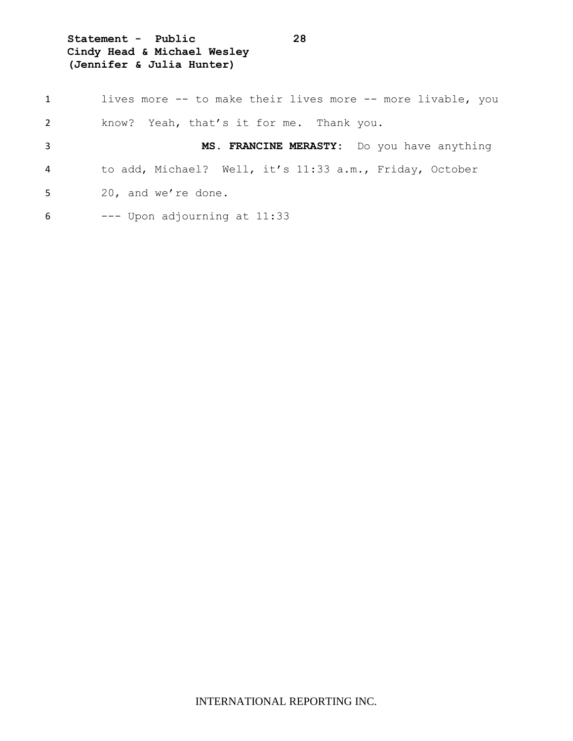lives more -- to make their lives more -- more livable, you know? Yeah, that's it for me. Thank you.

**MS. FRANCINE MERASTY:** Do you have anything to add, Michael? Well, it's 11:33 a.m., Friday, October 20, and we're done.

--- Upon adjourning at 11:33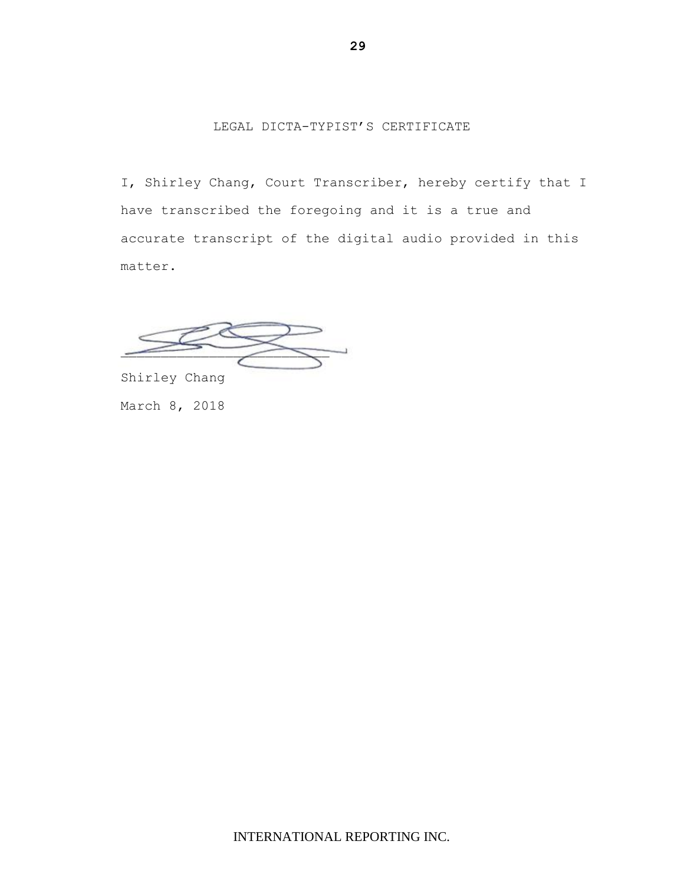LEGAL DICTA-TYPIST'S CERTIFICATE

I, Shirley Chang, Court Transcriber, hereby certify that I have transcribed the foregoing and it is a true and accurate transcript of the digital audio provided in this matter.

\_\_\_\_\_\_\_\_\_\_\_\_\_\_\_\_\_\_\_\_\_\_\_\_\_\_\_

Shirley Chang

March 8, 2018